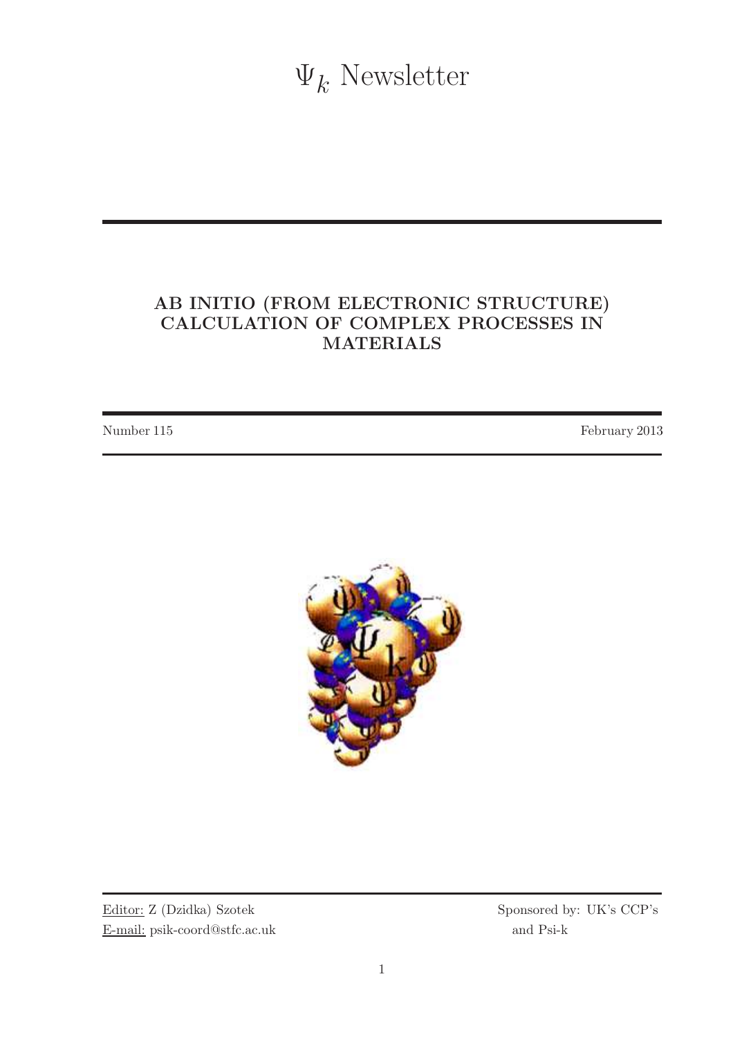# $\Psi_k$ Newsletter

## AB INITIO (FROM ELECTRONIC STRUCTURE) CALCULATION OF COMPLEX PROCESSES IN MATERIALS

Number 115 February 2013

Editor: Z (Dzidka) Szotek
E-mail: psik-coord@stfc.ac.uk

Sponsored by: UK's CCP's and Psi-k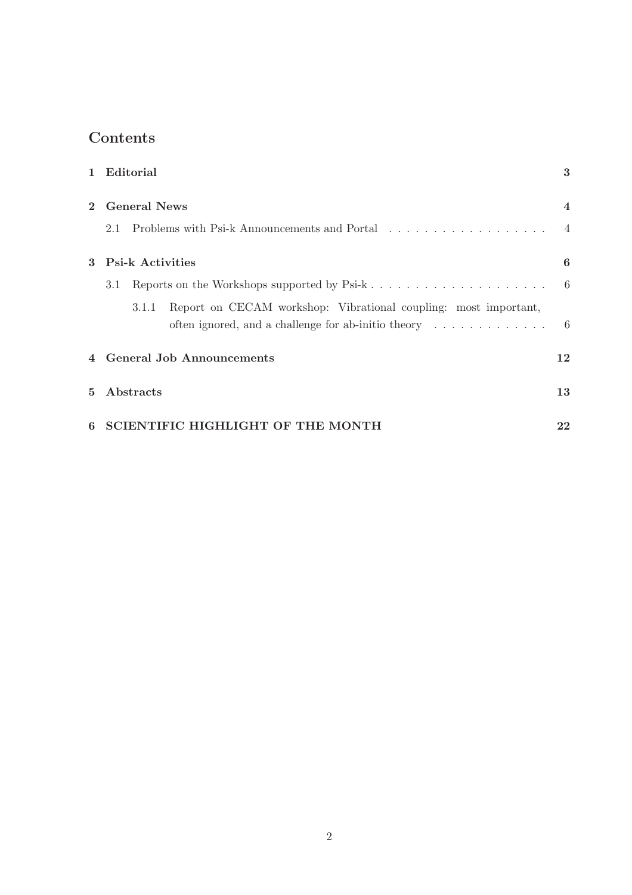# Contents

**1 Editorial** **3**

**2 General News** **4**

- 2.1 Problems with Psi-k Announcements and Portal . . . . . . . . . . . . . . . . . . . 4

**3 Psi-k Activities** **6**

- 3.1 Reports on the Workshops supported by Psi-k . . . . . . . . . . . . . . . . . . . . 6
  - 3.1.1 Report on CECAM workshop: Vibrational coupling: most important, often ignored, and a challenge for ab-initio theory . . . . . . . . . . . . . 6

**4 General Job Announcements** **12**

**5 Abstracts** **13**

**6 SCIENTIFIC HIGHLIGHT OF THE MONTH** **22**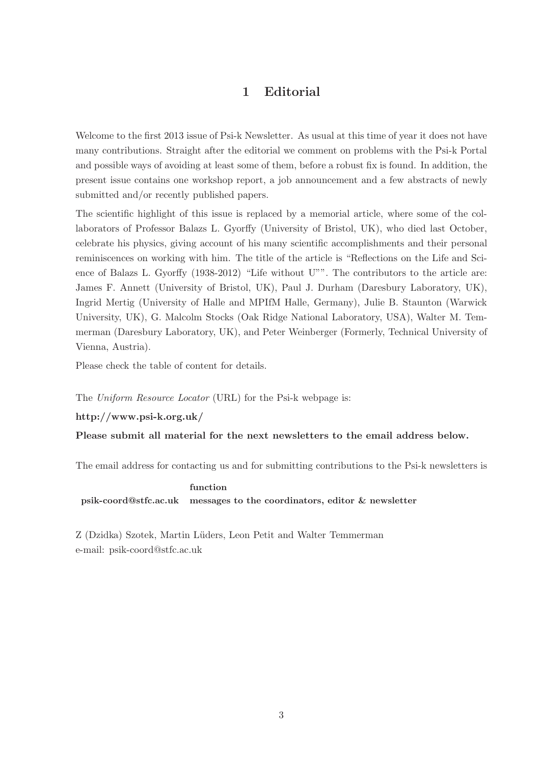# 1 Editorial

Welcome to the first 2013 issue of Psi-k Newsletter. As usual at this time of year it does not have many contributions. Straight after the editorial we comment on problems with the Psi-k Portal and possible ways of avoiding at least some of them, before a robust fix is found. In addition, the present issue contains one workshop report, a job announcement and a few abstracts of newly submitted and/or recently published papers.

The scientific highlight of this issue is replaced by a memorial article, where some of the collaborators of Professor Balazs L. Gyorffy (University of Bristol, UK), who died last October, celebrate his physics, giving account of his many scientific accomplishments and their personal reminiscences on working with him. The title of the article is "Reflections on the Life and Science of Balazs L. Gyorffy (1938-2012) "Life without U"". The contributors to the article are: James F. Annett (University of Bristol, UK), Paul J. Durham (Daresbury Laboratory, UK), Ingrid Mertig (University of Halle and MPIfM Halle, Germany), Julie B. Staunton (Warwick University, UK), G. Malcolm Stocks (Oak Ridge National Laboratory, USA), Walter M. Temmerman (Daresbury Laboratory, UK), and Peter Weinberger (Formerly, Technical University of Vienna, Austria).

Please check the table of content for details.

The *Uniform Resource Locator* (URL) for the Psi-k webpage is:

**http://www.psi-k.org.uk/**

**Please submit all material for the next newsletters to the email address below.**

The email address for contacting us and for submitting contributions to the Psi-k newsletters is

| | **function** |
|---|---|
| **psik-coord@stfc.ac.uk** | **messages to the coordinators, editor & newsletter** |

Z (Dzidka) Szotek, Martin Lüders, Leon Petit and Walter Temmerman
e-mail: psik-coord@stfc.ac.uk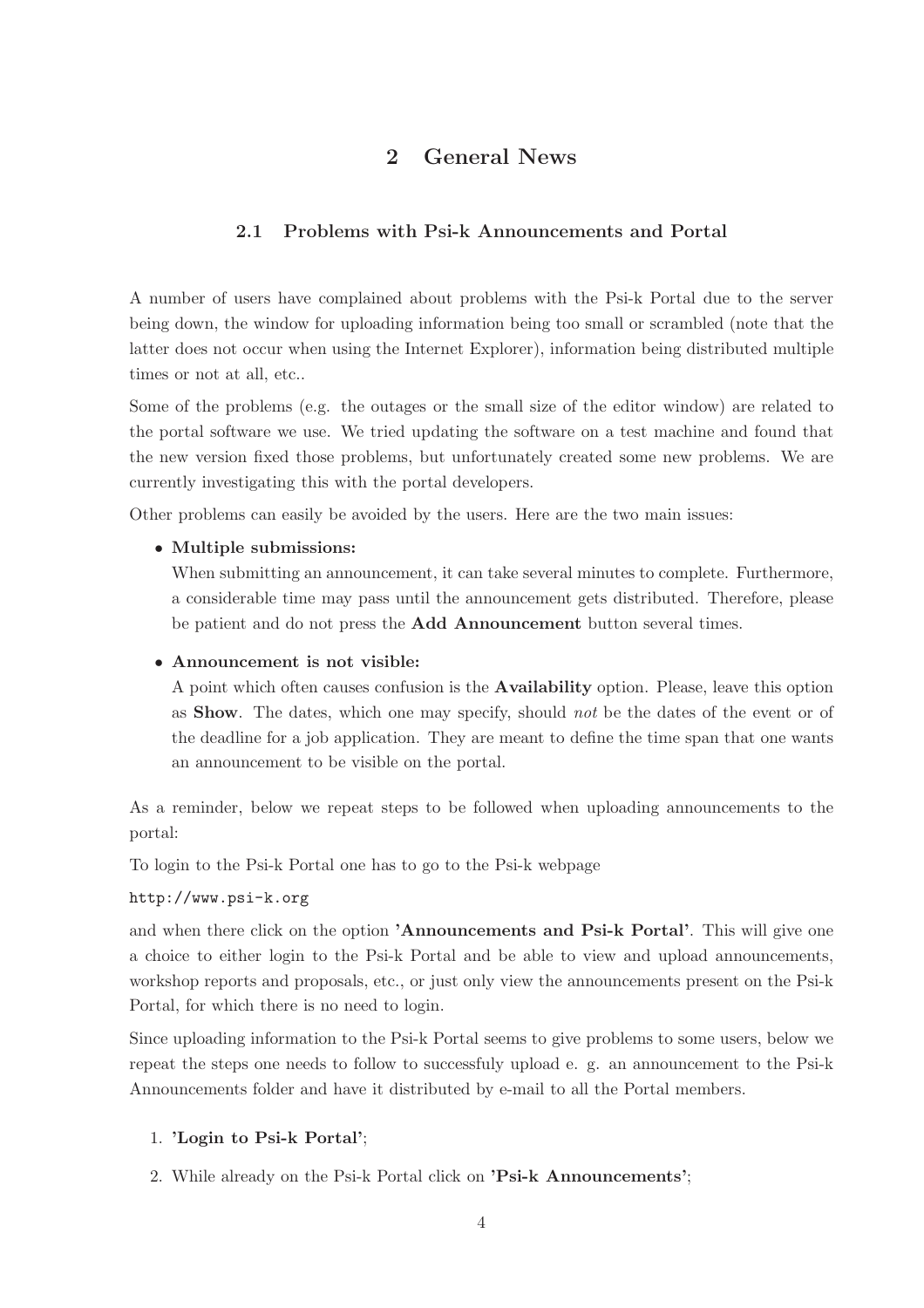# 2 General News

## 2.1 Problems with Psi-k Announcements and Portal

A number of users have complained about problems with the Psi-k Portal due to the server being down, the window for uploading information being too small or scrambled (note that the latter does not occur when using the Internet Explorer), information being distributed multiple times or not at all, etc..

Some of the problems (e.g. the outages or the small size of the editor window) are related to the portal software we use. We tried updating the software on a test machine and found that the new version fixed those problems, but unfortunately created some new problems. We are currently investigating this with the portal developers.

Other problems can easily be avoided by the users. Here are the two main issues:

- **Multiple submissions:**
  When submitting an announcement, it can take several minutes to complete. Furthermore, a considerable time may pass until the announcement gets distributed. Therefore, please be patient and do not press the **Add Announcement** button several times.

- **Announcement is not visible:**
  A point which often causes confusion is the **Availability** option. Please, leave this option as **Show**. The dates, which one may specify, should *not* be the dates of the event or of the deadline for a job application. They are meant to define the time span that one wants an announcement to be visible on the portal.

As a reminder, below we repeat steps to be followed when uploading announcements to the portal:

To login to the Psi-k Portal one has to go to the Psi-k webpage

`http://www.psi-k.org`

and when there click on the option **'Announcements and Psi-k Portal'**. This will give one a choice to either login to the Psi-k Portal and be able to view and upload announcements, workshop reports and proposals, etc., or just only view the announcements present on the Psi-k Portal, for which there is no need to login.

Since uploading information to the Psi-k Portal seems to give problems to some users, below we repeat the steps one needs to follow to successfuly upload e. g. an announcement to the Psi-k Announcements folder and have it distributed by e-mail to all the Portal members.

1. **'Login to Psi-k Portal'**;
2. While already on the Psi-k Portal click on **'Psi-k Announcements'**;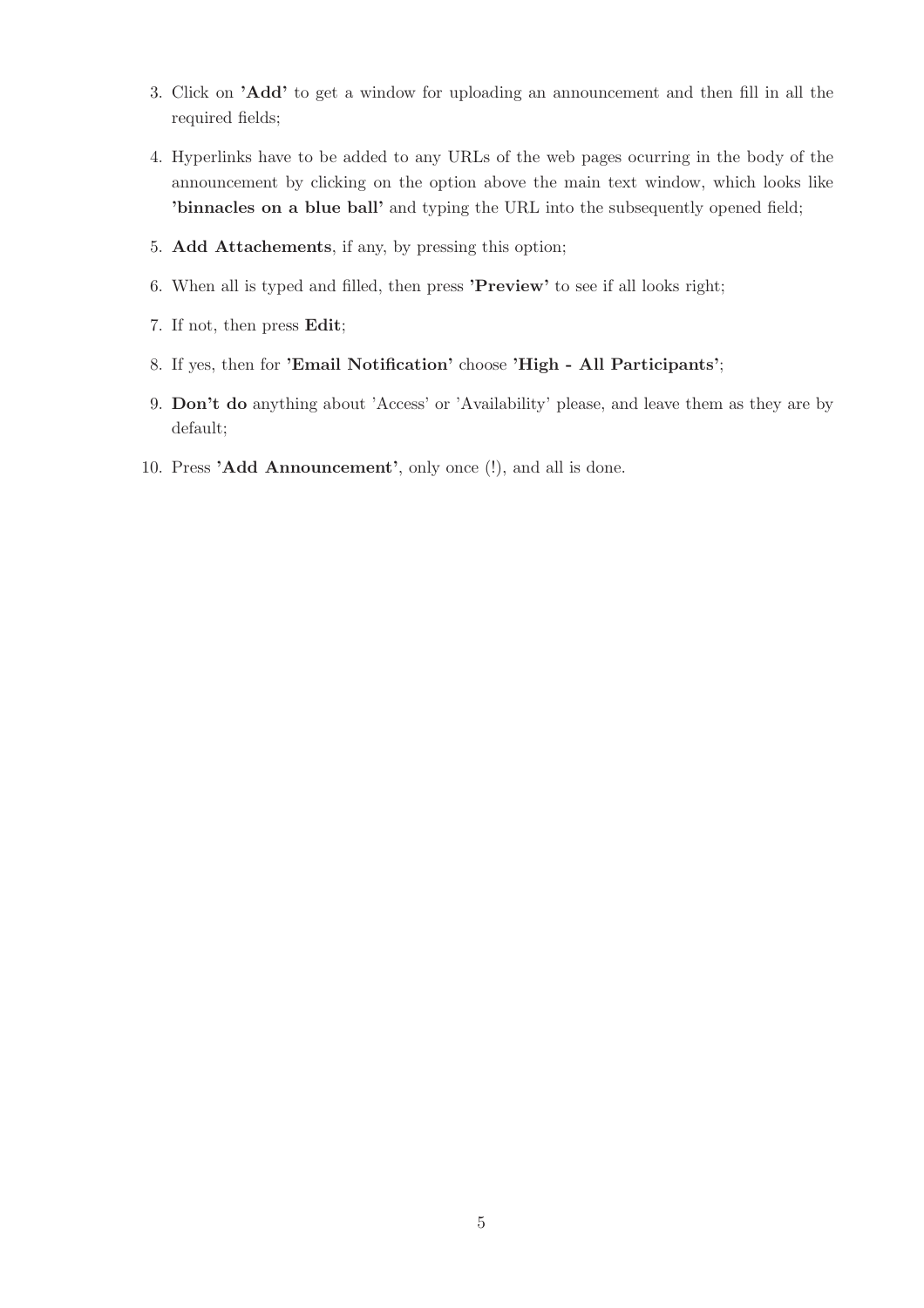3. Click on **'Add'** to get a window for uploading an announcement and then fill in all the required fields;
4. Hyperlinks have to be added to any URLs of the web pages ocurring in the body of the announcement by clicking on the option above the main text window, which looks like **'binnacles on a blue ball'** and typing the URL into the subsequently opened field;
5. **Add Attachements**, if any, by pressing this option;
6. When all is typed and filled, then press **'Preview'** to see if all looks right;
7. If not, then press **Edit**;
8. If yes, then for **'Email Notification'** choose **'High - All Participants'**;
9. **Don't do** anything about 'Access' or 'Availability' please, and leave them as they are by default;
10. Press **'Add Announcement'**, only once (!), and all is done.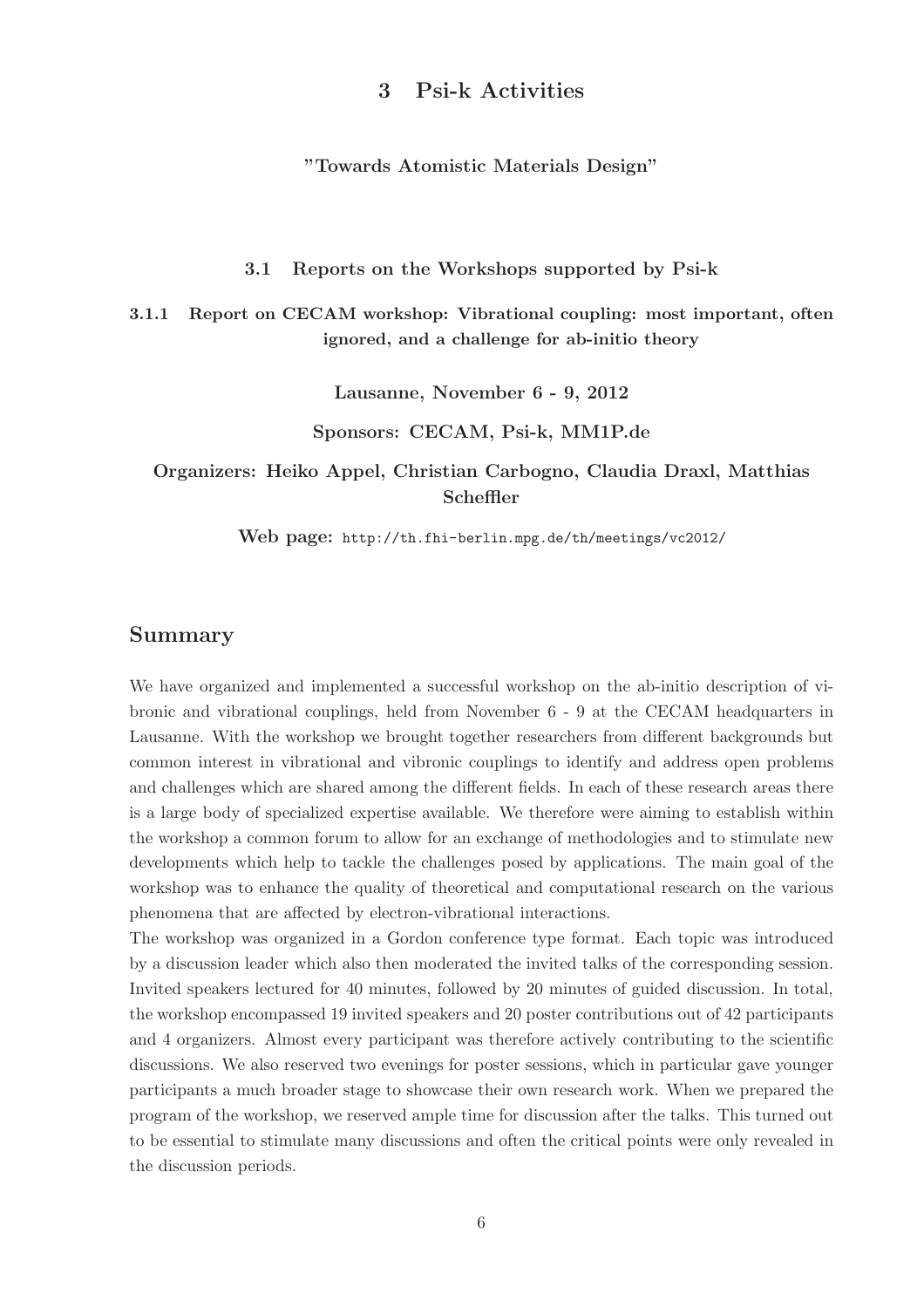# 3 Psi-k Activities

**"Towards Atomistic Materials Design"**

## 3.1 Reports on the Workshops supported by Psi-k

### 3.1.1 Report on CECAM workshop: Vibrational coupling: most important, often ignored, and a challenge for ab-initio theory

**Lausanne, November 6 - 9, 2012**

**Sponsors: CECAM, Psi-k, MM1P.de**

**Organizers: Heiko Appel, Christian Carbogno, Claudia Draxl, Matthias Scheffler**

**Web page:** http://th.fhi-berlin.mpg.de/th/meetings/vc2012/

## Summary

We have organized and implemented a successful workshop on the ab-initio description of vibronic and vibrational couplings, held from November 6 - 9 at the CECAM headquarters in Lausanne. With the workshop we brought together researchers from different backgrounds but common interest in vibrational and vibronic couplings to identify and address open problems and challenges which are shared among the different fields. In each of these research areas there is a large body of specialized expertise available. We therefore were aiming to establish within the workshop a common forum to allow for an exchange of methodologies and to stimulate new developments which help to tackle the challenges posed by applications. The main goal of the workshop was to enhance the quality of theoretical and computational research on the various phenomena that are affected by electron-vibrational interactions.

The workshop was organized in a Gordon conference type format. Each topic was introduced by a discussion leader which also then moderated the invited talks of the corresponding session. Invited speakers lectured for 40 minutes, followed by 20 minutes of guided discussion. In total, the workshop encompassed 19 invited speakers and 20 poster contributions out of 42 participants and 4 organizers. Almost every participant was therefore actively contributing to the scientific discussions. We also reserved two evenings for poster sessions, which in particular gave younger participants a much broader stage to showcase their own research work. When we prepared the program of the workshop, we reserved ample time for discussion after the talks. This turned out to be essential to stimulate many discussions and often the critical points were only revealed in the discussion periods.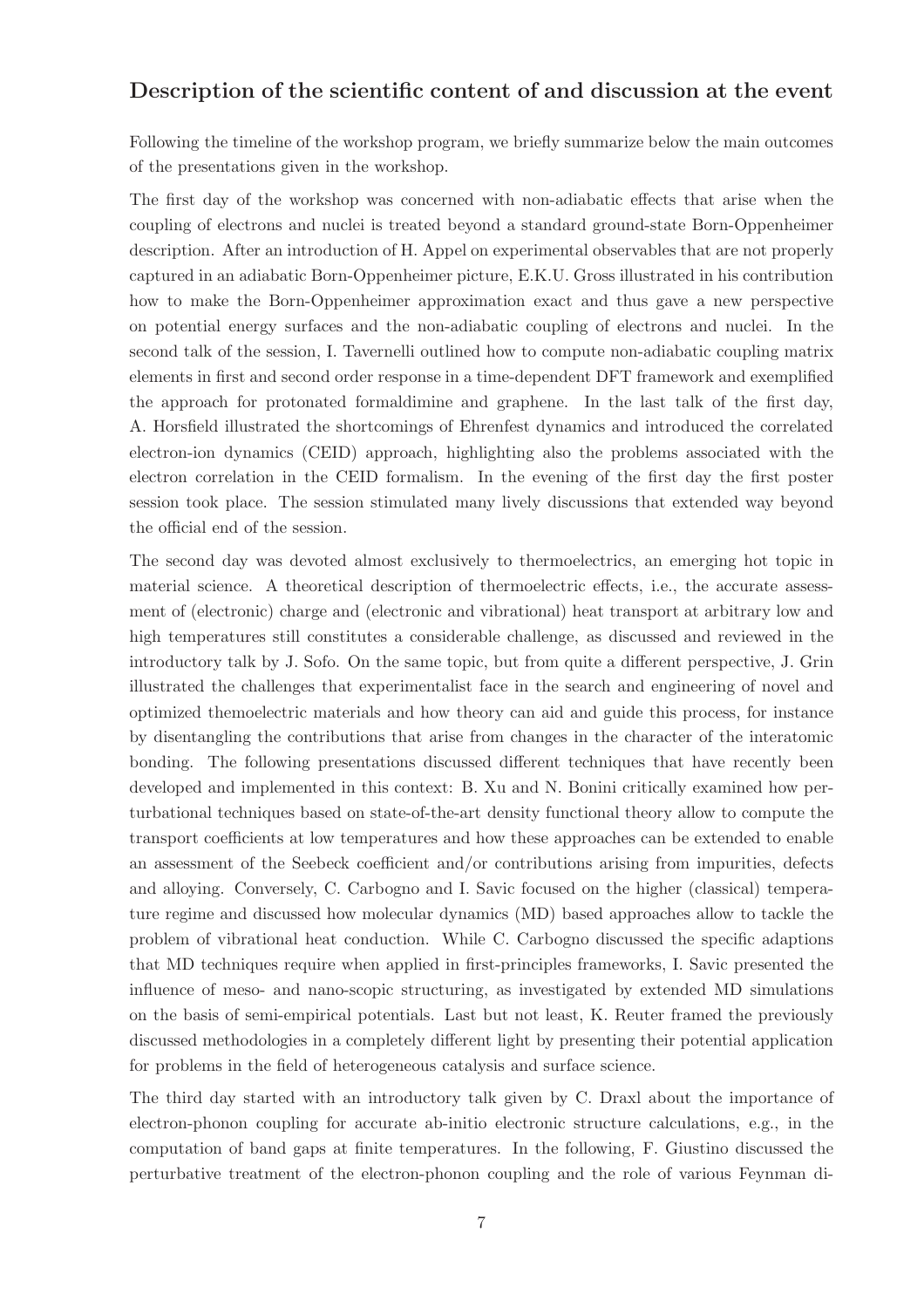## Description of the scientific content of and discussion at the event

Following the timeline of the workshop program, we briefly summarize below the main outcomes of the presentations given in the workshop.

The first day of the workshop was concerned with non-adiabatic effects that arise when the coupling of electrons and nuclei is treated beyond a standard ground-state Born-Oppenheimer description. After an introduction of H. Appel on experimental observables that are not properly captured in an adiabatic Born-Oppenheimer picture, E.K.U. Gross illustrated in his contribution how to make the Born-Oppenheimer approximation exact and thus gave a new perspective on potential energy surfaces and the non-adiabatic coupling of electrons and nuclei. In the second talk of the session, I. Tavernelli outlined how to compute non-adiabatic coupling matrix elements in first and second order response in a time-dependent DFT framework and exemplified the approach for protonated formaldimine and graphene. In the last talk of the first day, A. Horsfield illustrated the shortcomings of Ehrenfest dynamics and introduced the correlated electron-ion dynamics (CEID) approach, highlighting also the problems associated with the electron correlation in the CEID formalism. In the evening of the first day the first poster session took place. The session stimulated many lively discussions that extended way beyond the official end of the session.

The second day was devoted almost exclusively to thermoelectrics, an emerging hot topic in material science. A theoretical description of thermoelectric effects, i.e., the accurate assessment of (electronic) charge and (electronic and vibrational) heat transport at arbitrary low and high temperatures still constitutes a considerable challenge, as discussed and reviewed in the introductory talk by J. Sofo. On the same topic, but from quite a different perspective, J. Grin illustrated the challenges that experimentalist face in the search and engineering of novel and optimized themoelectric materials and how theory can aid and guide this process, for instance by disentangling the contributions that arise from changes in the character of the interatomic bonding. The following presentations discussed different techniques that have recently been developed and implemented in this context: B. Xu and N. Bonini critically examined how perturbational techniques based on state-of-the-art density functional theory allow to compute the transport coefficients at low temperatures and how these approaches can be extended to enable an assessment of the Seebeck coefficient and/or contributions arising from impurities, defects and alloying. Conversely, C. Carbogno and I. Savic focused on the higher (classical) temperature regime and discussed how molecular dynamics (MD) based approaches allow to tackle the problem of vibrational heat conduction. While C. Carbogno discussed the specific adaptions that MD techniques require when applied in first-principles frameworks, I. Savic presented the influence of meso- and nano-scopic structuring, as investigated by extended MD simulations on the basis of semi-empirical potentials. Last but not least, K. Reuter framed the previously discussed methodologies in a completely different light by presenting their potential application for problems in the field of heterogeneous catalysis and surface science.

The third day started with an introductory talk given by C. Draxl about the importance of electron-phonon coupling for accurate ab-initio electronic structure calculations, e.g., in the computation of band gaps at finite temperatures. In the following, F. Giustino discussed the perturbative treatment of the electron-phonon coupling and the role of various Feynman di-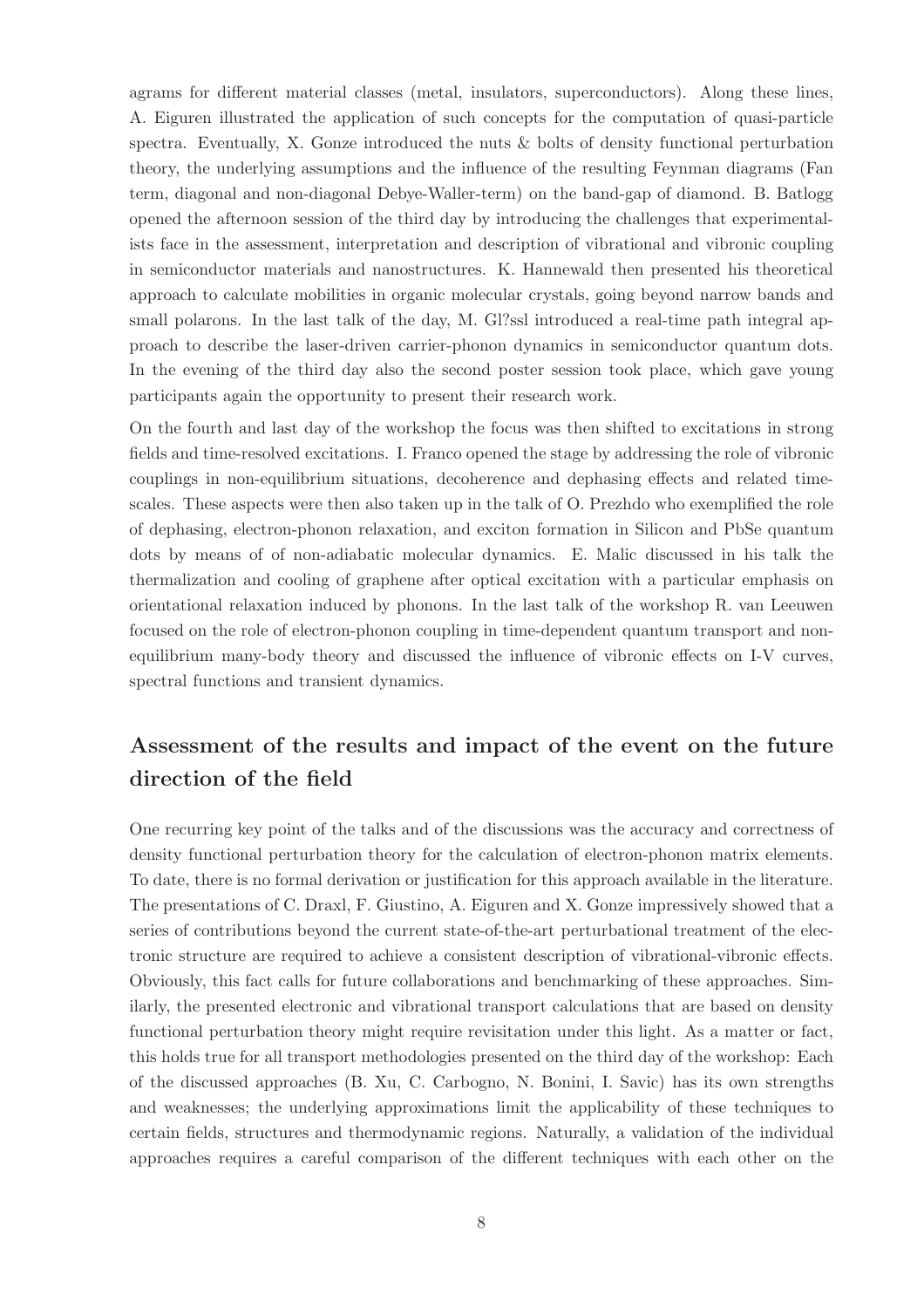agrams for different material classes (metal, insulators, superconductors). Along these lines, A. Eiguren illustrated the application of such concepts for the computation of quasi-particle spectra. Eventually, X. Gonze introduced the nuts & bolts of density functional perturbation theory, the underlying assumptions and the influence of the resulting Feynman diagrams (Fan term, diagonal and non-diagonal Debye-Waller-term) on the band-gap of diamond. B. Batlogg opened the afternoon session of the third day by introducing the challenges that experimentalists face in the assessment, interpretation and description of vibrational and vibronic coupling in semiconductor materials and nanostructures. K. Hannewald then presented his theoretical approach to calculate mobilities in organic molecular crystals, going beyond narrow bands and small polarons. In the last talk of the day, M. Gl?ssl introduced a real-time path integral approach to describe the laser-driven carrier-phonon dynamics in semiconductor quantum dots. In the evening of the third day also the second poster session took place, which gave young participants again the opportunity to present their research work.

On the fourth and last day of the workshop the focus was then shifted to excitations in strong fields and time-resolved excitations. I. Franco opened the stage by addressing the role of vibronic couplings in non-equilibrium situations, decoherence and dephasing effects and related timescales. These aspects were then also taken up in the talk of O. Prezhdo who exemplified the role of dephasing, electron-phonon relaxation, and exciton formation in Silicon and PbSe quantum dots by means of of non-adiabatic molecular dynamics. E. Malic discussed in his talk the thermalization and cooling of graphene after optical excitation with a particular emphasis on orientational relaxation induced by phonons. In the last talk of the workshop R. van Leeuwen focused on the role of electron-phonon coupling in time-dependent quantum transport and non-equilibrium many-body theory and discussed the influence of vibronic effects on I-V curves, spectral functions and transient dynamics.

## Assessment of the results and impact of the event on the future direction of the field

One recurring key point of the talks and of the discussions was the accuracy and correctness of density functional perturbation theory for the calculation of electron-phonon matrix elements. To date, there is no formal derivation or justification for this approach available in the literature. The presentations of C. Draxl, F. Giustino, A. Eiguren and X. Gonze impressively showed that a series of contributions beyond the current state-of-the-art perturbational treatment of the electronic structure are required to achieve a consistent description of vibrational-vibronic effects. Obviously, this fact calls for future collaborations and benchmarking of these approaches. Similarly, the presented electronic and vibrational transport calculations that are based on density functional perturbation theory might require revisitation under this light. As a matter or fact, this holds true for all transport methodologies presented on the third day of the workshop: Each of the discussed approaches (B. Xu, C. Carbogno, N. Bonini, I. Savic) has its own strengths and weaknesses; the underlying approximations limit the applicability of these techniques to certain fields, structures and thermodynamic regions. Naturally, a validation of the individual approaches requires a careful comparison of the different techniques with each other on the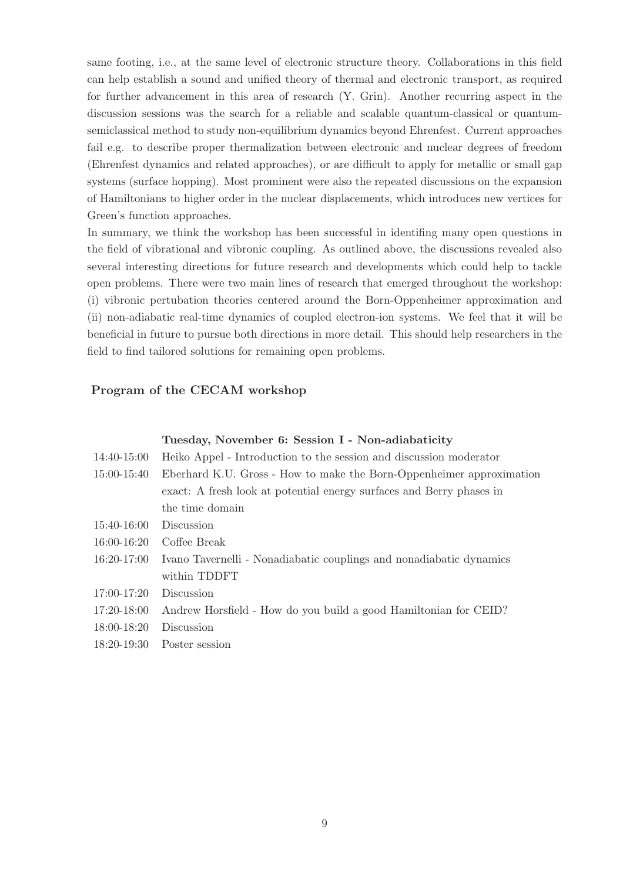same footing, i.e., at the same level of electronic structure theory. Collaborations in this field can help establish a sound and unified theory of thermal and electronic transport, as required for further advancement in this area of research (Y. Grin). Another recurring aspect in the discussion sessions was the search for a reliable and scalable quantum-classical or quantum-semiclassical method to study non-equilibrium dynamics beyond Ehrenfest. Current approaches fail e.g. to describe proper thermalization between electronic and nuclear degrees of freedom (Ehrenfest dynamics and related approaches), or are difficult to apply for metallic or small gap systems (surface hopping). Most prominent were also the repeated discussions on the expansion of Hamiltonians to higher order in the nuclear displacements, which introduces new vertices for Green's function approaches.

In summary, we think the workshop has been successful in identifing many open questions in the field of vibrational and vibronic coupling. As outlined above, the discussions revealed also several interesting directions for future research and developments which could help to tackle open problems. There were two main lines of research that emerged throughout the workshop: (i) vibronic pertubation theories centered around the Born-Oppenheimer approximation and (ii) non-adiabatic real-time dynamics of coupled electron-ion systems. We feel that it will be beneficial in future to pursue both directions in more detail. This should help researchers in the field to find tailored solutions for remaining open problems.

## Program of the CECAM workshop

**Tuesday, November 6: Session I - Non-adiabaticity**

| | |
|---|---|
| 14:40-15:00 | Heiko Appel - Introduction to the session and discussion moderator |
| 15:00-15:40 | Eberhard K.U. Gross - How to make the Born-Oppenheimer approximation exact: A fresh look at potential energy surfaces and Berry phases in the time domain |
| 15:40-16:00 | Discussion |
| 16:00-16:20 | Coffee Break |
| 16:20-17:00 | Ivano Tavernelli - Nonadiabatic couplings and nonadiabatic dynamics within TDDFT |
| 17:00-17:20 | Discussion |
| 17:20-18:00 | Andrew Horsfield - How do you build a good Hamiltonian for CEID? |
| 18:00-18:20 | Discussion |
| 18:20-19:30 | Poster session |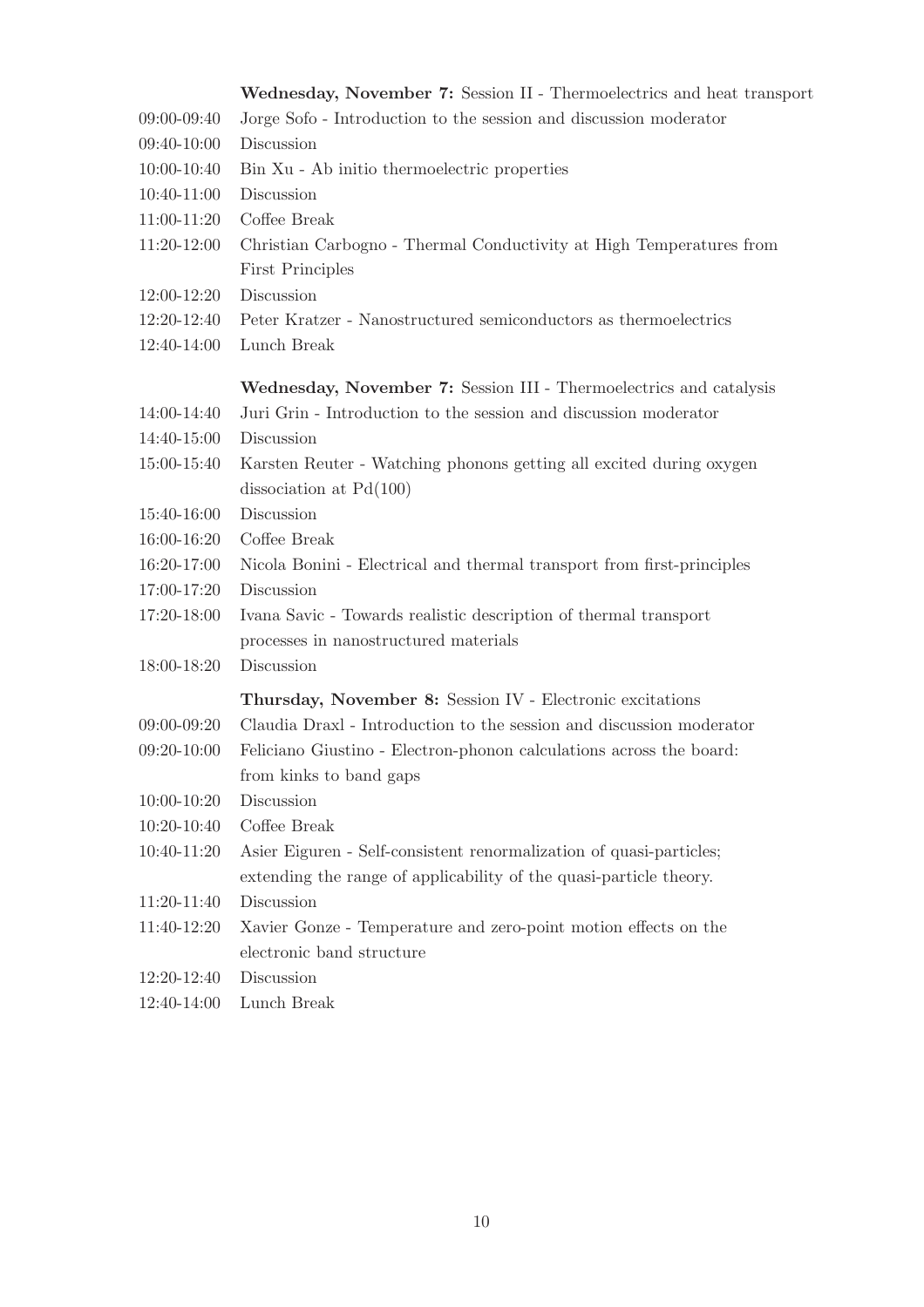**Wednesday, November 7:** Session II - Thermoelectrics and heat transport

| | |
|---|---|
| 09:00-09:40 | Jorge Sofo - Introduction to the session and discussion moderator |
| 09:40-10:00 | Discussion |
| 10:00-10:40 | Bin Xu - Ab initio thermoelectric properties |
| 10:40-11:00 | Discussion |
| 11:00-11:20 | Coffee Break |
| 11:20-12:00 | Christian Carbogno - Thermal Conductivity at High Temperatures from First Principles |
| 12:00-12:20 | Discussion |
| 12:20-12:40 | Peter Kratzer - Nanostructured semiconductors as thermoelectrics |
| 12:40-14:00 | Lunch Break |

**Wednesday, November 7:** Session III - Thermoelectrics and catalysis

| | |
|---|---|
| 14:00-14:40 | Juri Grin - Introduction to the session and discussion moderator |
| 14:40-15:00 | Discussion |
| 15:00-15:40 | Karsten Reuter - Watching phonons getting all excited during oxygen dissociation at Pd(100) |
| 15:40-16:00 | Discussion |
| 16:00-16:20 | Coffee Break |
| 16:20-17:00 | Nicola Bonini - Electrical and thermal transport from first-principles |
| 17:00-17:20 | Discussion |
| 17:20-18:00 | Ivana Savic - Towards realistic description of thermal transport processes in nanostructured materials |
| 18:00-18:20 | Discussion |

**Thursday, November 8:** Session IV - Electronic excitations

| | |
|---|---|
| 09:00-09:20 | Claudia Draxl - Introduction to the session and discussion moderator |
| 09:20-10:00 | Feliciano Giustino - Electron-phonon calculations across the board: from kinks to band gaps |
| 10:00-10:20 | Discussion |
| 10:20-10:40 | Coffee Break |
| 10:40-11:20 | Asier Eiguren - Self-consistent renormalization of quasi-particles; extending the range of applicability of the quasi-particle theory. |
| 11:20-11:40 | Discussion |
| 11:40-12:20 | Xavier Gonze - Temperature and zero-point motion effects on the electronic band structure |
| 12:20-12:40 | Discussion |
| 12:40-14:00 | Lunch Break |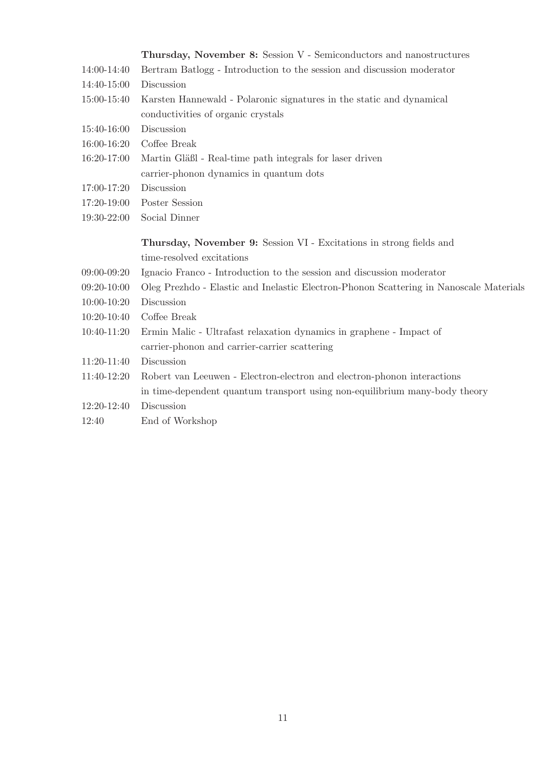**Thursday, November 8:** Session V - Semiconductors and nanostructures

| | |
|---|---|
| 14:00-14:40 | Bertram Batlogg - Introduction to the session and discussion moderator |
| 14:40-15:00 | Discussion |
| 15:00-15:40 | Karsten Hannewald - Polaronic signatures in the static and dynamical conductivities of organic crystals |
| 15:40-16:00 | Discussion |
| 16:00-16:20 | Coffee Break |
| 16:20-17:00 | Martin Gläßl - Real-time path integrals for laser driven carrier-phonon dynamics in quantum dots |
| 17:00-17:20 | Discussion |
| 17:20-19:00 | Poster Session |
| 19:30-22:00 | Social Dinner |

**Thursday, November 9:** Session VI - Excitations in strong fields and time-resolved excitations

| | |
|---|---|
| 09:00-09:20 | Ignacio Franco - Introduction to the session and discussion moderator |
| 09:20-10:00 | Oleg Prezhdo - Elastic and Inelastic Electron-Phonon Scattering in Nanoscale Materials |
| 10:00-10:20 | Discussion |
| 10:20-10:40 | Coffee Break |
| 10:40-11:20 | Ermin Malic - Ultrafast relaxation dynamics in graphene - Impact of carrier-phonon and carrier-carrier scattering |
| 11:20-11:40 | Discussion |
| 11:40-12:20 | Robert van Leeuwen - Electron-electron and electron-phonon interactions in time-dependent quantum transport using non-equilibrium many-body theory |
| 12:20-12:40 | Discussion |
| 12:40 | End of Workshop |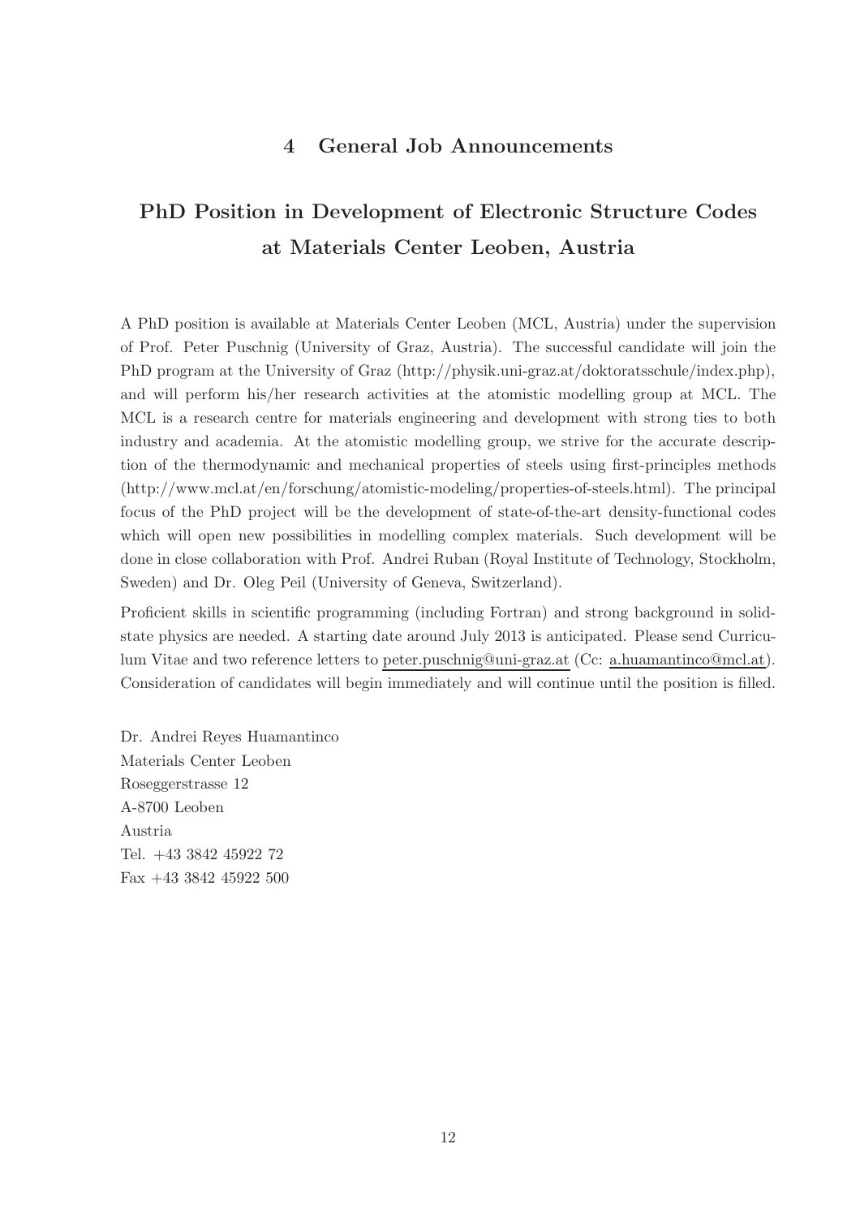# 4 General Job Announcements

## PhD Position in Development of Electronic Structure Codes at Materials Center Leoben, Austria

A PhD position is available at Materials Center Leoben (MCL, Austria) under the supervision of Prof. Peter Puschnig (University of Graz, Austria). The successful candidate will join the PhD program at the University of Graz (http://physik.uni-graz.at/doktoratsschule/index.php), and will perform his/her research activities at the atomistic modelling group at MCL. The MCL is a research centre for materials engineering and development with strong ties to both industry and academia. At the atomistic modelling group, we strive for the accurate description of the thermodynamic and mechanical properties of steels using first-principles methods (http://www.mcl.at/en/forschung/atomistic-modeling/properties-of-steels.html). The principal focus of the PhD project will be the development of state-of-the-art density-functional codes which will open new possibilities in modelling complex materials. Such development will be done in close collaboration with Prof. Andrei Ruban (Royal Institute of Technology, Stockholm, Sweden) and Dr. Oleg Peil (University of Geneva, Switzerland).

Proficient skills in scientific programming (including Fortran) and strong background in solid-state physics are needed. A starting date around July 2013 is anticipated. Please send Curriculum Vitae and two reference letters to peter.puschnig@uni-graz.at (Cc: a.huamantinco@mcl.at). Consideration of candidates will begin immediately and will continue until the position is filled.

Dr. Andrei Reyes Huamantinco
Materials Center Leoben
Roseggerstrasse 12
A-8700 Leoben
Austria
Tel. +43 3842 45922 72
Fax +43 3842 45922 500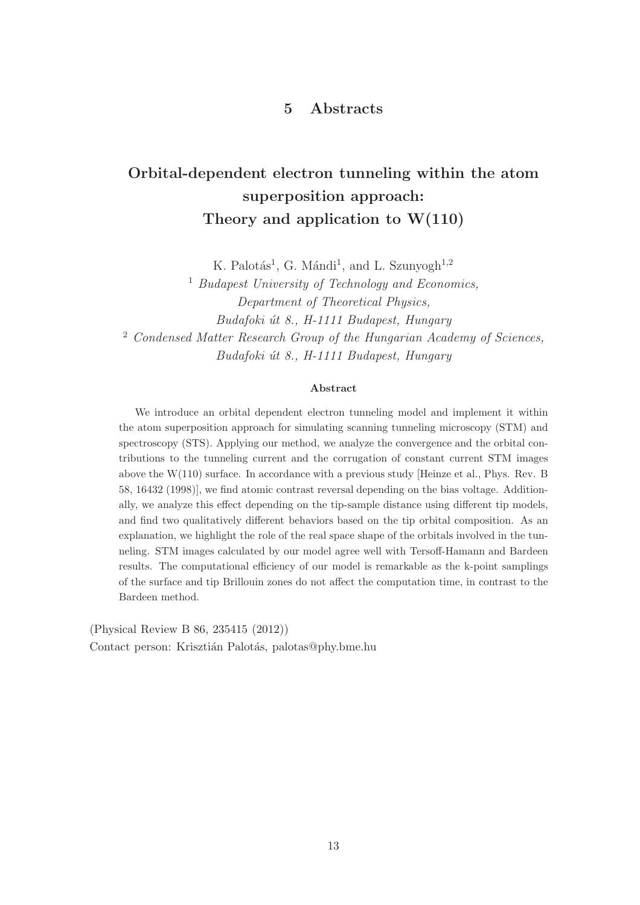# 5 Abstracts

## Orbital-dependent electron tunneling within the atom superposition approach: Theory and application to W(110)

K. Palotás[1], G. Mándi[1], and L. Szunyogh[1,2]

[1] *Budapest University of Technology and Economics, Department of Theoretical Physics, Budafoki út 8., H-1111 Budapest, Hungary*

[2] *Condensed Matter Research Group of the Hungarian Academy of Sciences, Budafoki út 8., H-1111 Budapest, Hungary*

**Abstract**

We introduce an orbital dependent electron tunneling model and implement it within the atom superposition approach for simulating scanning tunneling microscopy (STM) and spectroscopy (STS). Applying our method, we analyze the convergence and the orbital contributions to the tunneling current and the corrugation of constant current STM images above the W(110) surface. In accordance with a previous study [Heinze et al., Phys. Rev. B 58, 16432 (1998)], we find atomic contrast reversal depending on the bias voltage. Additionally, we analyze this effect depending on the tip-sample distance using different tip models, and find two qualitatively different behaviors based on the tip orbital composition. As an explanation, we highlight the role of the real space shape of the orbitals involved in the tunneling. STM images calculated by our model agree well with Tersoff-Hamann and Bardeen results. The computational efficiency of our model is remarkable as the k-point samplings of the surface and tip Brillouin zones do not affect the computation time, in contrast to the Bardeen method.

(Physical Review B 86, 235415 (2012))
Contact person: Krisztián Palotás, palotas@phy.bme.hu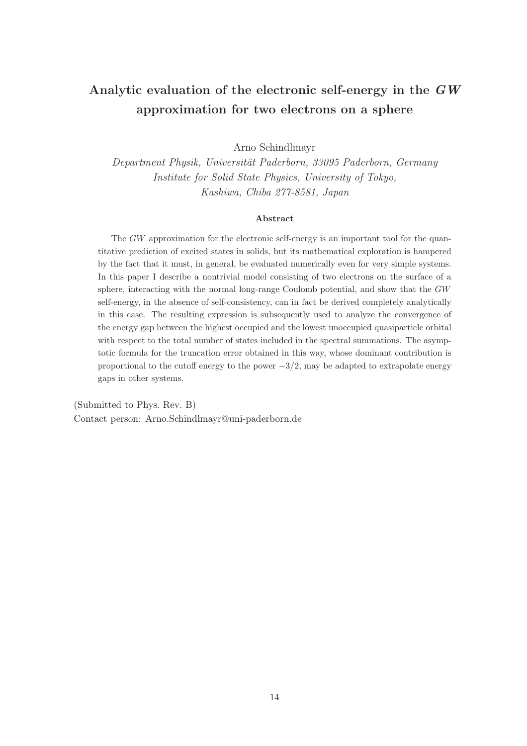# Analytic evaluation of the electronic self-energy in the *GW* approximation for two electrons on a sphere

Arno Schindlmayr

*Department Physik, Universität Paderborn, 33095 Paderborn, Germany*
*Institute for Solid State Physics, University of Tokyo,*
*Kashiwa, Chiba 277-8581, Japan*

### Abstract

The *GW* approximation for the electronic self-energy is an important tool for the quantitative prediction of excited states in solids, but its mathematical exploration is hampered by the fact that it must, in general, be evaluated numerically even for very simple systems. In this paper I describe a nontrivial model consisting of two electrons on the surface of a sphere, interacting with the normal long-range Coulomb potential, and show that the *GW* self-energy, in the absence of self-consistency, can in fact be derived completely analytically in this case. The resulting expression is subsequently used to analyze the convergence of the energy gap between the highest occupied and the lowest unoccupied quasiparticle orbital with respect to the total number of states included in the spectral summations. The asymptotic formula for the truncation error obtained in this way, whose dominant contribution is proportional to the cutoff energy to the power $-3/2$, may be adapted to extrapolate energy gaps in other systems.

(Submitted to Phys. Rev. B)
Contact person: Arno.Schindlmayr@uni-paderborn.de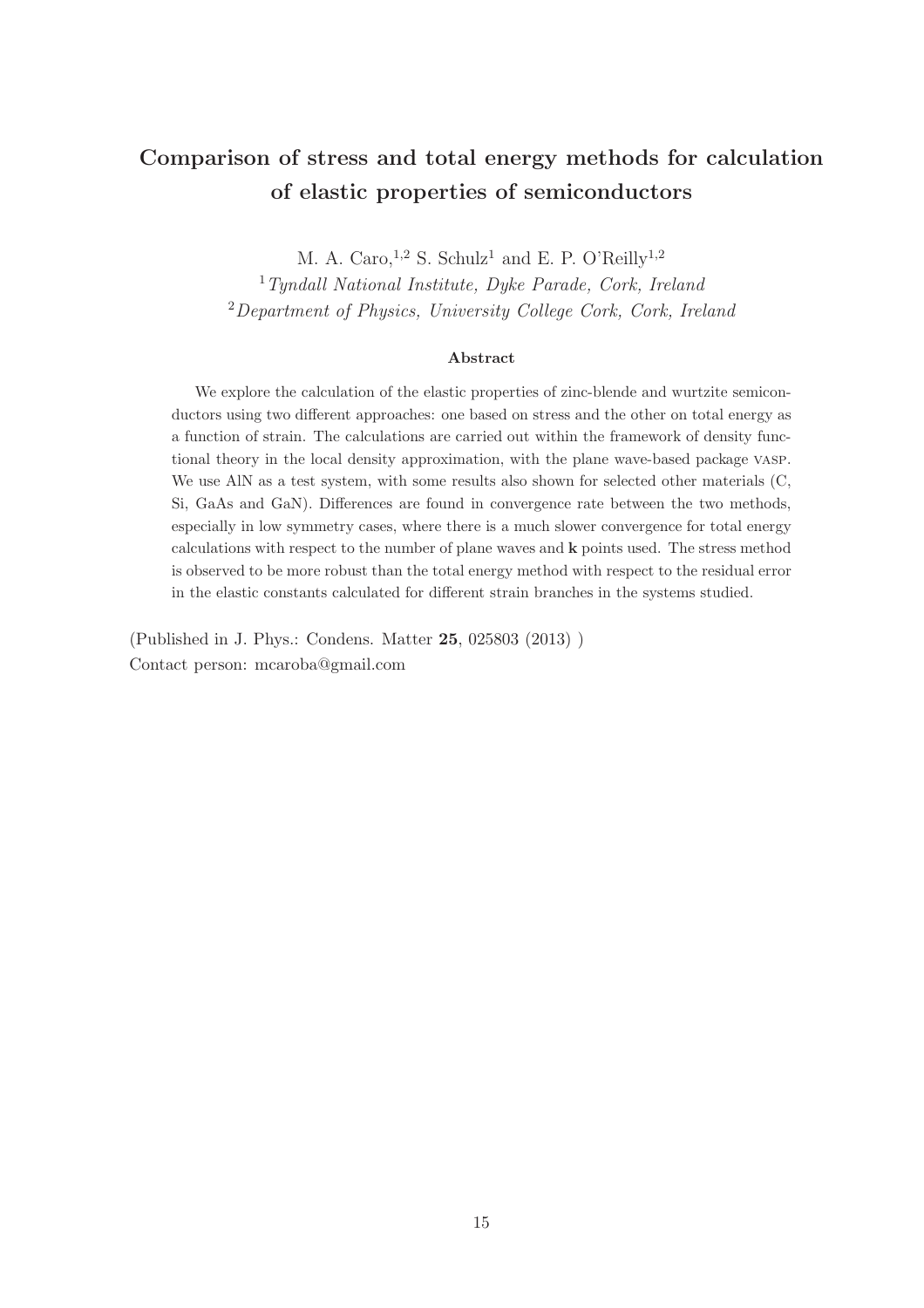# Comparison of stress and total energy methods for calculation of elastic properties of semiconductors

M. A. Caro,[1,2] S. Schulz[1] and E. P. O'Reilly[1,2]

[1] *Tyndall National Institute, Dyke Parade, Cork, Ireland*

[2] *Department of Physics, University College Cork, Cork, Ireland*

**Abstract**

We explore the calculation of the elastic properties of zinc-blende and wurtzite semiconductors using two different approaches: one based on stress and the other on total energy as a function of strain. The calculations are carried out within the framework of density functional theory in the local density approximation, with the plane wave-based package VASP. We use AlN as a test system, with some results also shown for selected other materials (C, Si, GaAs and GaN). Differences are found in convergence rate between the two methods, especially in low symmetry cases, where there is a much slower convergence for total energy calculations with respect to the number of plane waves and **k** points used. The stress method is observed to be more robust than the total energy method with respect to the residual error in the elastic constants calculated for different strain branches in the systems studied.

(Published in J. Phys.: Condens. Matter **25**, 025803 (2013) )
Contact person: mcaroba@gmail.com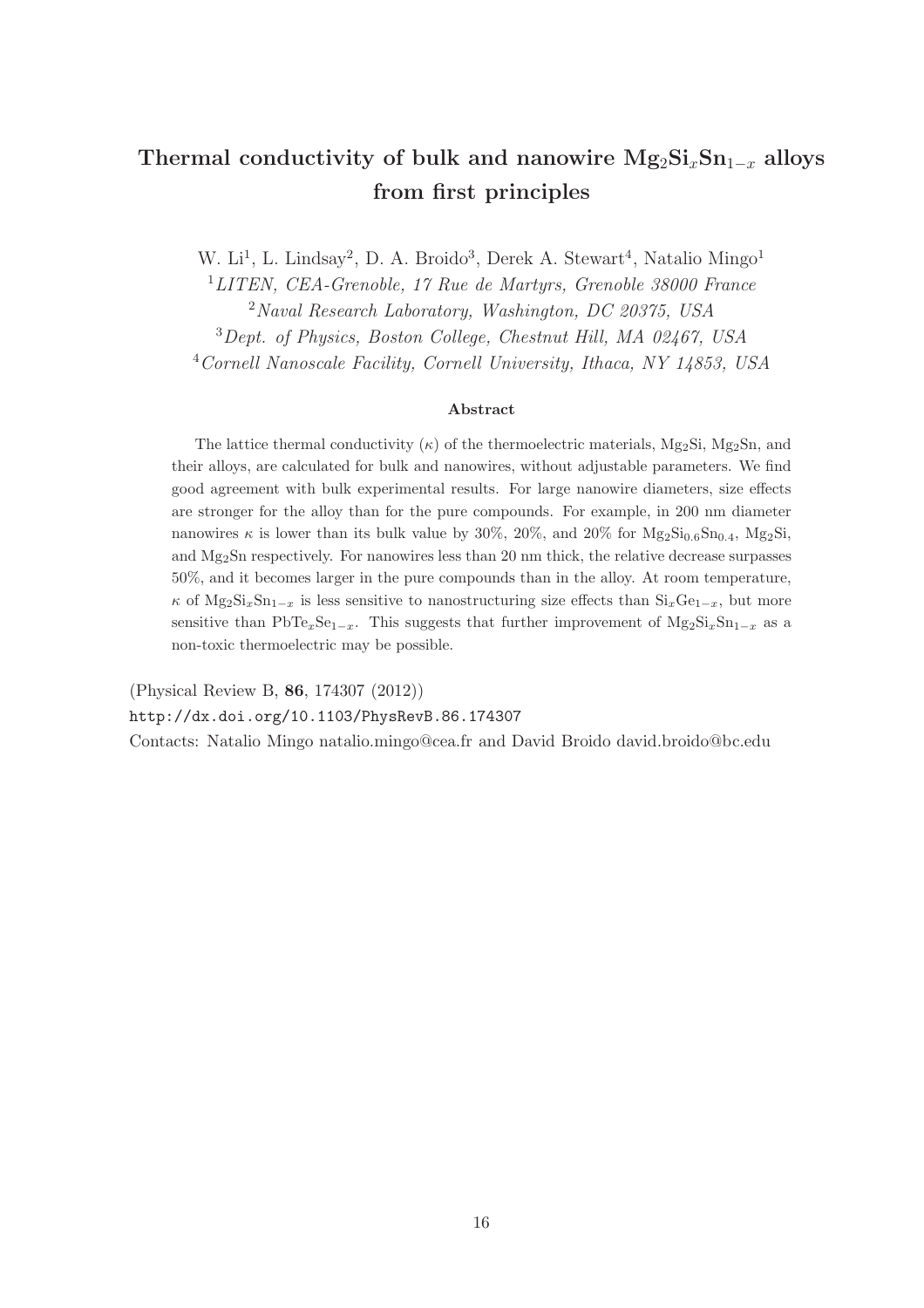# Thermal conductivity of bulk and nanowire $Mg_2Si_xSn_{1-x}$ alloys from first principles

W. Li[1], L. Lindsay[2], D. A. Broido[3], Derek A. Stewart[4], Natalio Mingo[1]

[1] *LITEN, CEA-Grenoble, 17 Rue de Martyrs, Grenoble 38000 France*

[2] *Naval Research Laboratory, Washington, DC 20375, USA*

[3] *Dept. of Physics, Boston College, Chestnut Hill, MA 02467, USA*

[4] *Cornell Nanoscale Facility, Cornell University, Ithaca, NY 14853, USA*

### Abstract

The lattice thermal conductivity ($\kappa$) of the thermoelectric materials, $Mg_2Si$, $Mg_2Sn$, and their alloys, are calculated for bulk and nanowires, without adjustable parameters. We find good agreement with bulk experimental results. For large nanowire diameters, size effects are stronger for the alloy than for the pure compounds. For example, in 200 nm diameter nanowires $\kappa$ is lower than its bulk value by 30%, 20%, and 20% for $Mg_2Si_{0.6}Sn_{0.4}$, $Mg_2Si$, and $Mg_2Sn$ respectively. For nanowires less than 20 nm thick, the relative decrease surpasses 50%, and it becomes larger in the pure compounds than in the alloy. At room temperature, $\kappa$ of $Mg_2Si_xSn_{1-x}$ is less sensitive to nanostructuring size effects than $Si_xGe_{1-x}$, but more sensitive than $PbTe_xSe_{1-x}$. This suggests that further improvement of $Mg_2Si_xSn_{1-x}$ as a non-toxic thermoelectric may be possible.

(Physical Review B, **86**, 174307 (2012))

`http://dx.doi.org/10.1103/PhysRevB.86.174307`

Contacts: Natalio Mingo natalio.mingo@cea.fr and David Broido david.broido@bc.edu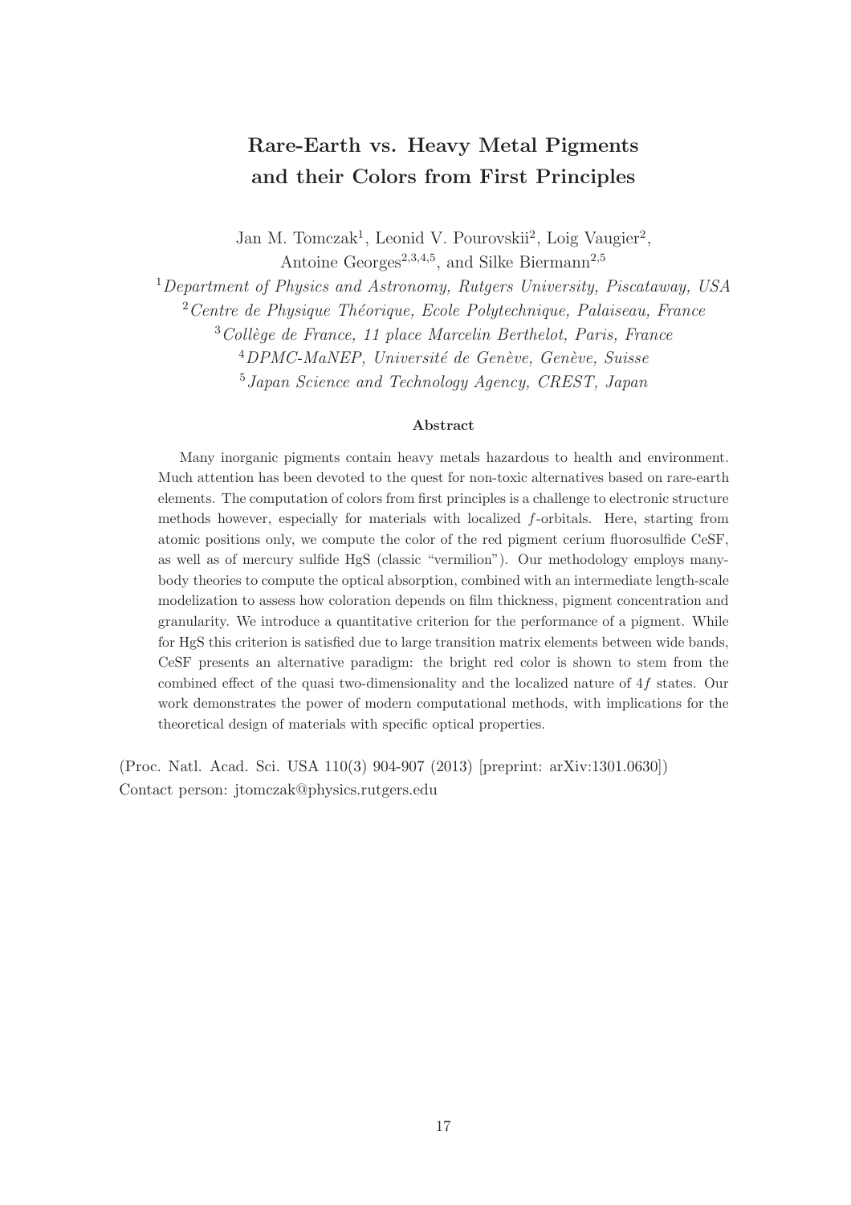# Rare-Earth vs. Heavy Metal Pigments and their Colors from First Principles

Jan M. Tomczak[1], Leonid V. Pourovskii[2], Loig Vaugier[2], Antoine Georges[2,3,4,5], and Silke Biermann[2,5]

[1] *Department of Physics and Astronomy, Rutgers University, Piscataway, USA*
[2] *Centre de Physique Théorique, Ecole Polytechnique, Palaiseau, France*
[3] *Collège de France, 11 place Marcelin Berthelot, Paris, France*
[4] *DPMC-MaNEP, Université de Genève, Genève, Suisse*
[5] *Japan Science and Technology Agency, CREST, Japan*

### Abstract

Many inorganic pigments contain heavy metals hazardous to health and environment. Much attention has been devoted to the quest for non-toxic alternatives based on rare-earth elements. The computation of colors from first principles is a challenge to electronic structure methods however, especially for materials with localized $f$-orbitals. Here, starting from atomic positions only, we compute the color of the red pigment cerium fluorosulfide CeSF, as well as of mercury sulfide HgS (classic "vermilion"). Our methodology employs many-body theories to compute the optical absorption, combined with an intermediate length-scale modelization to assess how coloration depends on film thickness, pigment concentration and granularity. We introduce a quantitative criterion for the performance of a pigment. While for HgS this criterion is satisfied due to large transition matrix elements between wide bands, CeSF presents an alternative paradigm: the bright red color is shown to stem from the combined effect of the quasi two-dimensionality and the localized nature of $4f$ states. Our work demonstrates the power of modern computational methods, with implications for the theoretical design of materials with specific optical properties.

(Proc. Natl. Acad. Sci. USA 110(3) 904-907 (2013) [preprint: arXiv:1301.0630])
Contact person: jtomczak@physics.rutgers.edu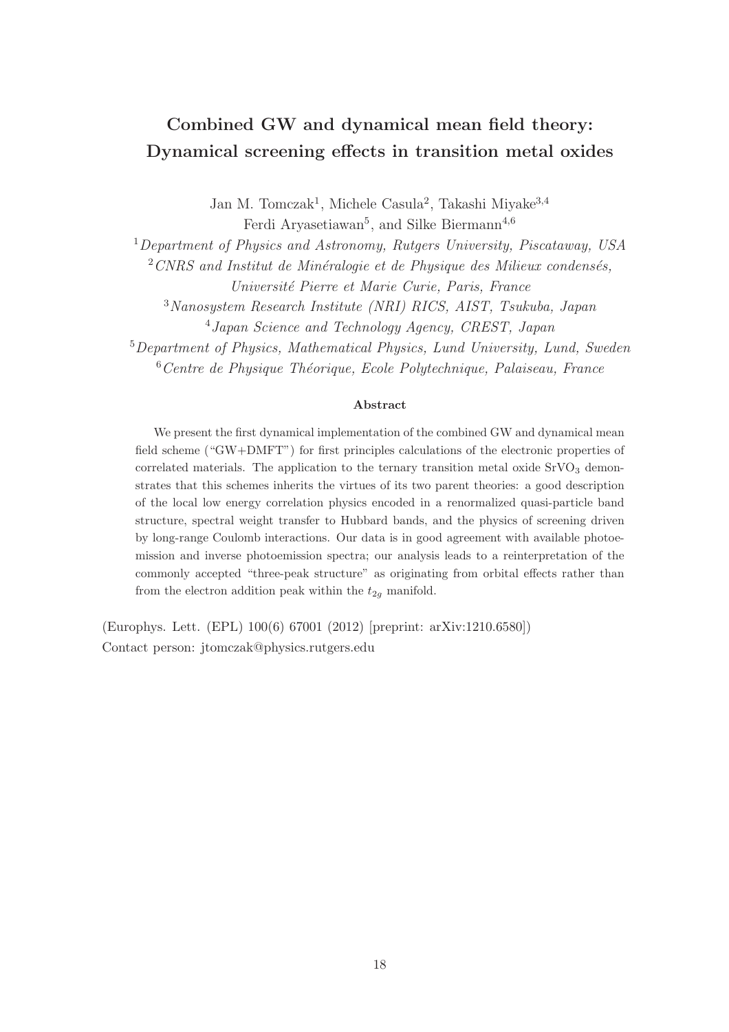# Combined GW and dynamical mean field theory: Dynamical screening effects in transition metal oxides

Jan M. Tomczak[1], Michele Casula[2], Takashi Miyake[3,4]
Ferdi Aryasetiawan[5], and Silke Biermann[4,6]

[1] *Department of Physics and Astronomy, Rutgers University, Piscataway, USA*
[2] *CNRS and Institut de Minéralogie et de Physique des Milieux condensés, Université Pierre et Marie Curie, Paris, France*
[3] *Nanosystem Research Institute (NRI) RICS, AIST, Tsukuba, Japan*
[4] *Japan Science and Technology Agency, CREST, Japan*
[5] *Department of Physics, Mathematical Physics, Lund University, Lund, Sweden*
[6] *Centre de Physique Théorique, Ecole Polytechnique, Palaiseau, France*

**Abstract**

We present the first dynamical implementation of the combined GW and dynamical mean field scheme ("GW+DMFT") for first principles calculations of the electronic properties of correlated materials. The application to the ternary transition metal oxide $SrVO_3$ demonstrates that this schemes inherits the virtues of its two parent theories: a good description of the local low energy correlation physics encoded in a renormalized quasi-particle band structure, spectral weight transfer to Hubbard bands, and the physics of screening driven by long-range Coulomb interactions. Our data is in good agreement with available photoemission and inverse photoemission spectra; our analysis leads to a reinterpretation of the commonly accepted "three-peak structure" as originating from orbital effects rather than from the electron addition peak within the $t_{2g}$ manifold.

(Europhys. Lett. (EPL) 100(6) 67001 (2012) [preprint: arXiv:1210.6580])
Contact person: jtomczak@physics.rutgers.edu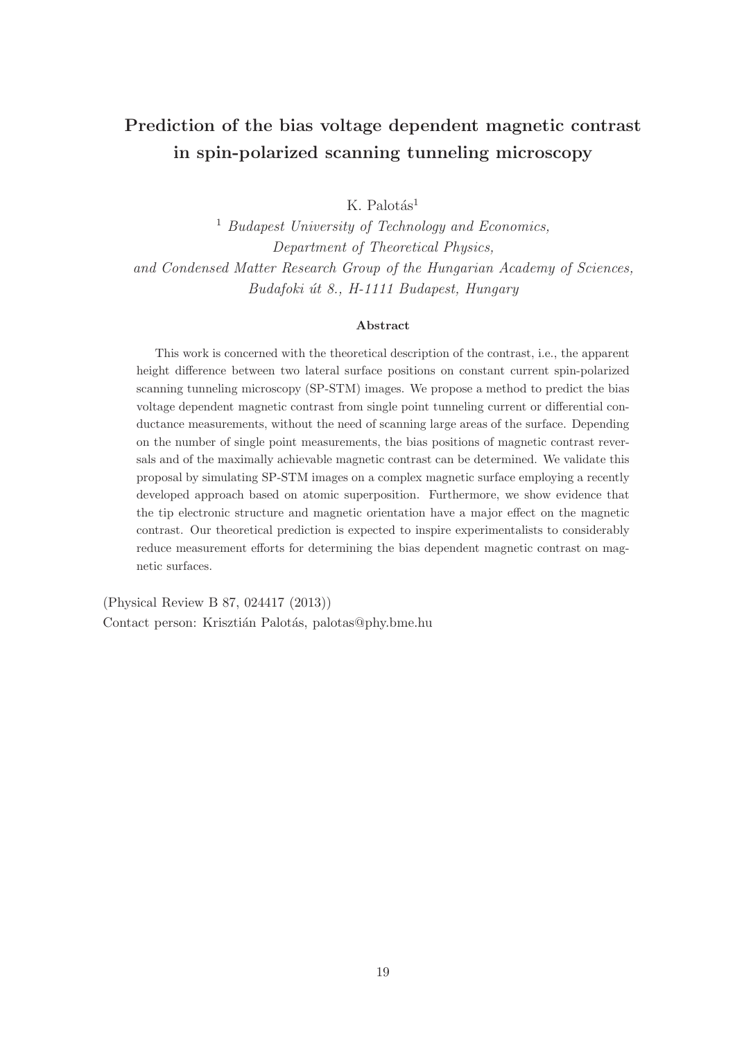# Prediction of the bias voltage dependent magnetic contrast in spin-polarized scanning tunneling microscopy

K. Palotás[1]

[1] *Budapest University of Technology and Economics, Department of Theoretical Physics, and Condensed Matter Research Group of the Hungarian Academy of Sciences, Budafoki út 8., H-1111 Budapest, Hungary*

#### Abstract

This work is concerned with the theoretical description of the contrast, i.e., the apparent height difference between two lateral surface positions on constant current spin-polarized scanning tunneling microscopy (SP-STM) images. We propose a method to predict the bias voltage dependent magnetic contrast from single point tunneling current or differential conductance measurements, without the need of scanning large areas of the surface. Depending on the number of single point measurements, the bias positions of magnetic contrast reversals and of the maximally achievable magnetic contrast can be determined. We validate this proposal by simulating SP-STM images on a complex magnetic surface employing a recently developed approach based on atomic superposition. Furthermore, we show evidence that the tip electronic structure and magnetic orientation have a major effect on the magnetic contrast. Our theoretical prediction is expected to inspire experimentalists to considerably reduce measurement efforts for determining the bias dependent magnetic contrast on magnetic surfaces.

(Physical Review B 87, 024417 (2013))
Contact person: Krisztián Palotás, palotas@phy.bme.hu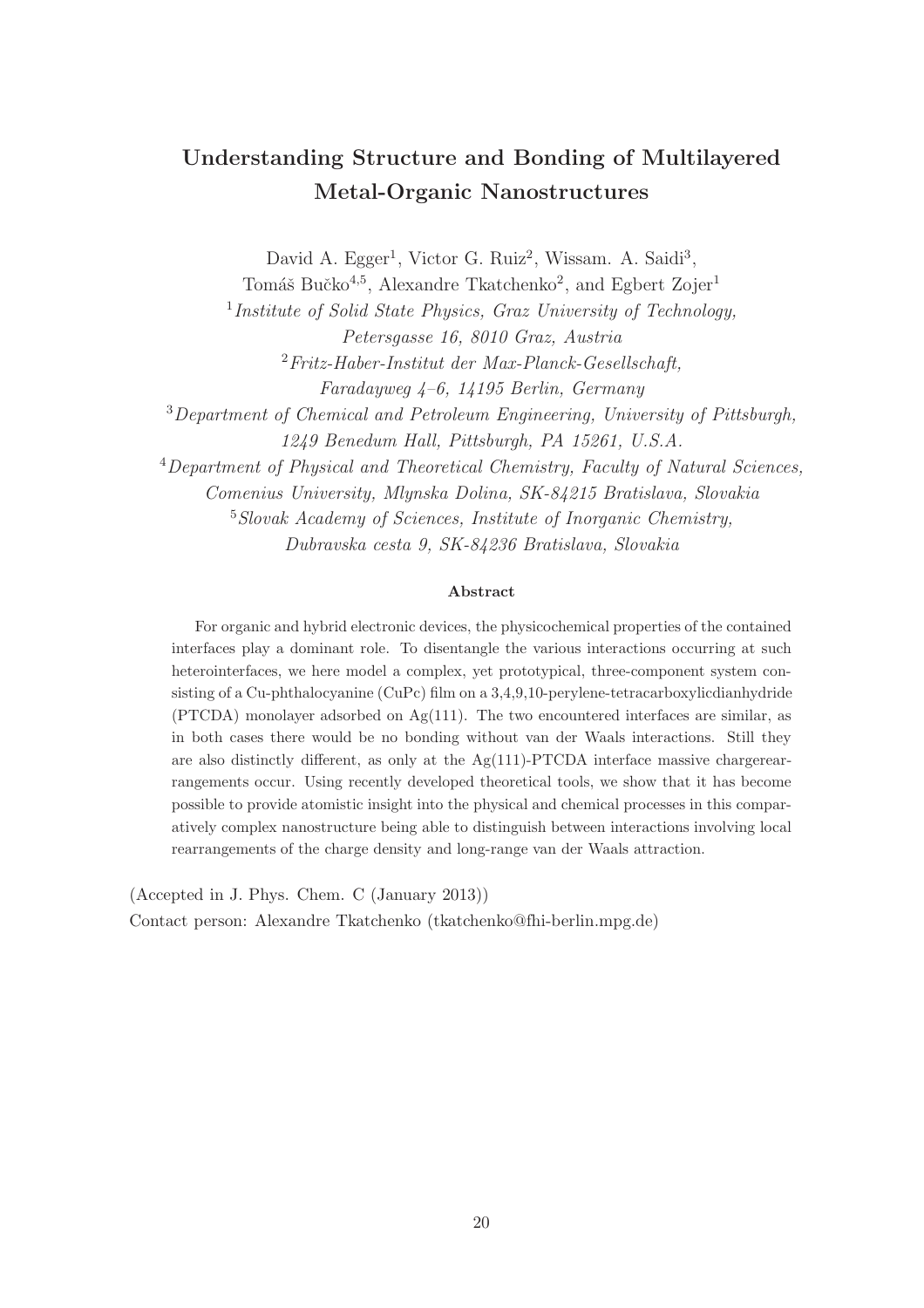# Understanding Structure and Bonding of Multilayered Metal-Organic Nanostructures

David A. Egger[1], Victor G. Ruiz[2], Wissam. A. Saidi[3], Tomáš Bučko[4,5], Alexandre Tkatchenko[2], and Egbert Zojer[1]

[1] *Institute of Solid State Physics, Graz University of Technology, Petersgasse 16, 8010 Graz, Austria*

[2] *Fritz-Haber-Institut der Max-Planck-Gesellschaft, Faradayweg 4–6, 14195 Berlin, Germany*

[3] *Department of Chemical and Petroleum Engineering, University of Pittsburgh, 1249 Benedum Hall, Pittsburgh, PA 15261, U.S.A.*

[4] *Department of Physical and Theoretical Chemistry, Faculty of Natural Sciences, Comenius University, Mlynska Dolina, SK-84215 Bratislava, Slovakia*

[5] *Slovak Academy of Sciences, Institute of Inorganic Chemistry, Dubravska cesta 9, SK-84236 Bratislava, Slovakia*

### Abstract

For organic and hybrid electronic devices, the physicochemical properties of the contained interfaces play a dominant role. To disentangle the various interactions occurring at such heterointerfaces, we here model a complex, yet prototypical, three-component system consisting of a Cu-phthalocyanine (CuPc) film on a 3,4,9,10-perylene-tetracarboxylicdianhydride (PTCDA) monolayer adsorbed on Ag(111). The two encountered interfaces are similar, as in both cases there would be no bonding without van der Waals interactions. Still they are also distinctly different, as only at the Ag(111)-PTCDA interface massive chargerearrangements occur. Using recently developed theoretical tools, we show that it has become possible to provide atomistic insight into the physical and chemical processes in this comparatively complex nanostructure being able to distinguish between interactions involving local rearrangements of the charge density and long-range van der Waals attraction.

(Accepted in J. Phys. Chem. C (January 2013))

Contact person: Alexandre Tkatchenko (tkatchenko@fhi-berlin.mpg.de)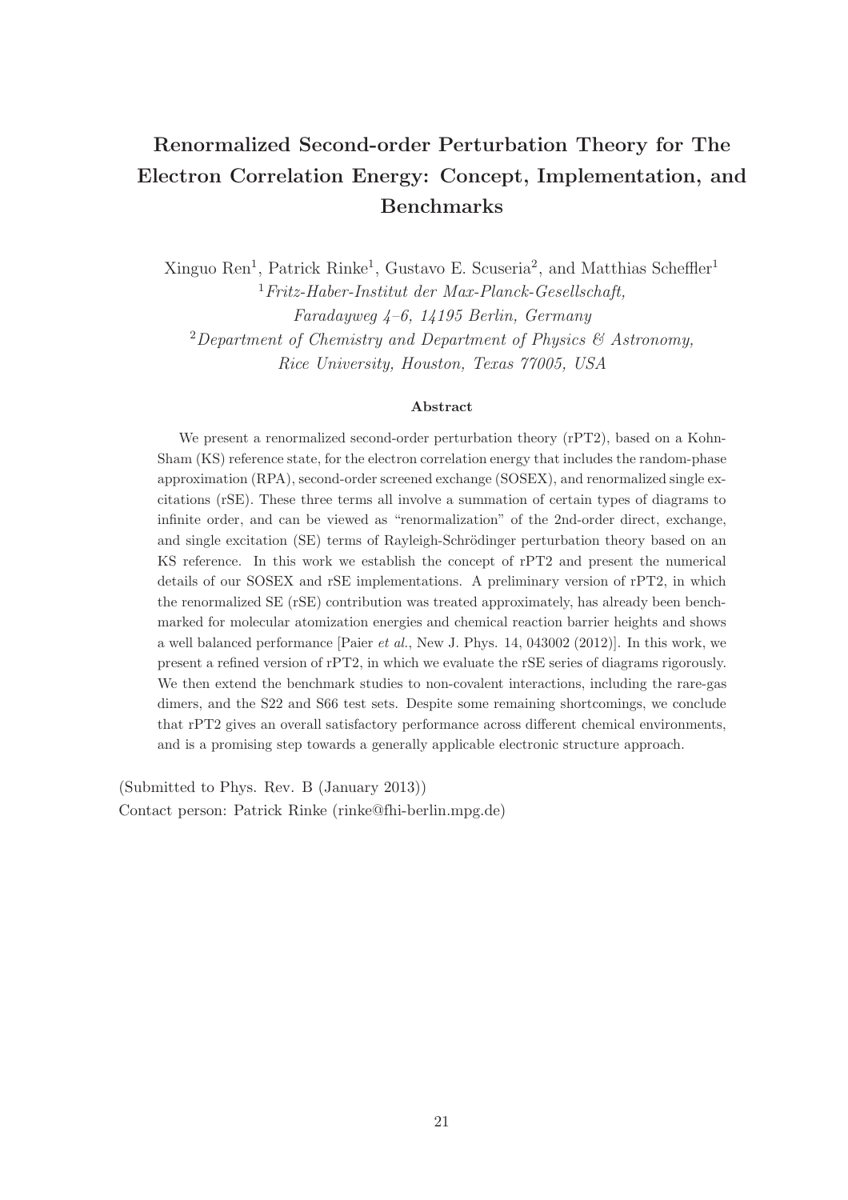# Renormalized Second-order Perturbation Theory for The Electron Correlation Energy: Concept, Implementation, and Benchmarks

Xinguo Ren[1], Patrick Rinke[1], Gustavo E. Scuseria[2], and Matthias Scheffler[1]

[1] *Fritz-Haber-Institut der Max-Planck-Gesellschaft, Faradayweg 4–6, 14195 Berlin, Germany*

[2] *Department of Chemistry and Department of Physics & Astronomy, Rice University, Houston, Texas 77005, USA*

**Abstract**

We present a renormalized second-order perturbation theory (rPT2), based on a Kohn-Sham (KS) reference state, for the electron correlation energy that includes the random-phase approximation (RPA), second-order screened exchange (SOSEX), and renormalized single excitations (rSE). These three terms all involve a summation of certain types of diagrams to infinite order, and can be viewed as "renormalization" of the 2nd-order direct, exchange, and single excitation (SE) terms of Rayleigh-Schrödinger perturbation theory based on an KS reference. In this work we establish the concept of rPT2 and present the numerical details of our SOSEX and rSE implementations. A preliminary version of rPT2, in which the renormalized SE (rSE) contribution was treated approximately, has already been benchmarked for molecular atomization energies and chemical reaction barrier heights and shows a well balanced performance [Paier *et al.*, New J. Phys. 14, 043002 (2012)]. In this work, we present a refined version of rPT2, in which we evaluate the rSE series of diagrams rigorously. We then extend the benchmark studies to non-covalent interactions, including the rare-gas dimers, and the S22 and S66 test sets. Despite some remaining shortcomings, we conclude that rPT2 gives an overall satisfactory performance across different chemical environments, and is a promising step towards a generally applicable electronic structure approach.

(Submitted to Phys. Rev. B (January 2013))

Contact person: Patrick Rinke (rinke@fhi-berlin.mpg.de)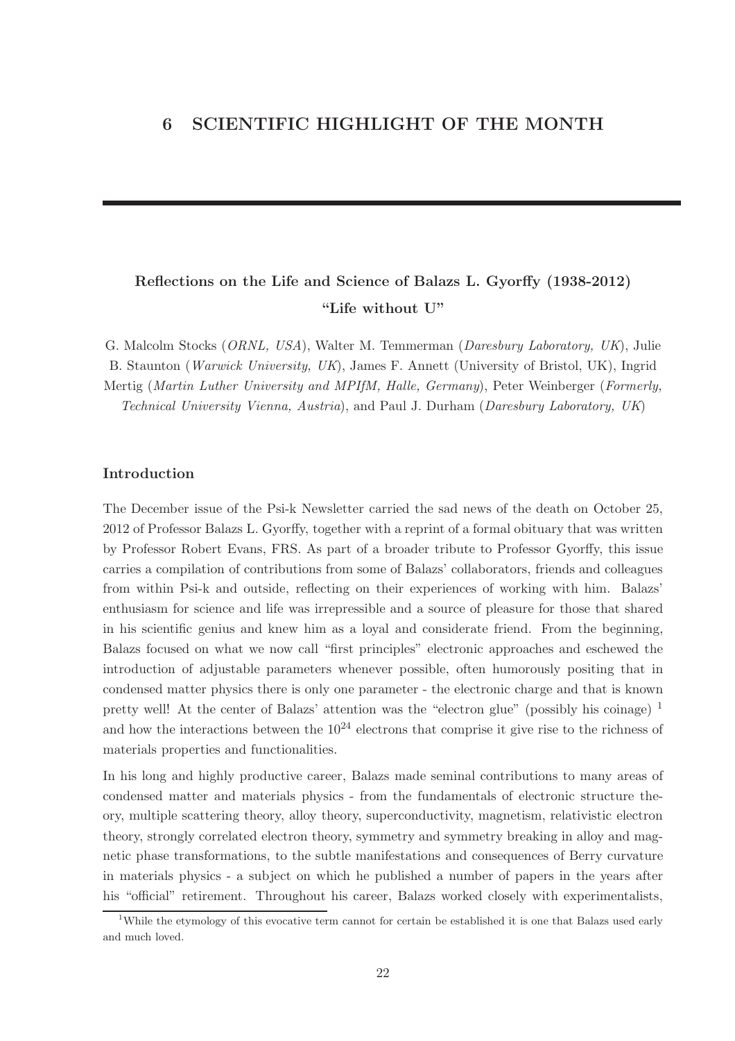## 6 SCIENTIFIC HIGHLIGHT OF THE MONTH

---

### Reflections on the Life and Science of Balazs L. Gyorffy (1938-2012)

### "Life without U"

G. Malcolm Stocks (*ORNL, USA*), Walter M. Temmerman (*Daresbury Laboratory, UK*), Julie B. Staunton (*Warwick University, UK*), James F. Annett (University of Bristol, UK), Ingrid Mertig (*Martin Luther University and MPIfM, Halle, Germany*), Peter Weinberger (*Formerly, Technical University Vienna, Austria*), and Paul J. Durham (*Daresbury Laboratory, UK*)

#### Introduction

The December issue of the Psi-k Newsletter carried the sad news of the death on October 25, 2012 of Professor Balazs L. Gyorffy, together with a reprint of a formal obituary that was written by Professor Robert Evans, FRS. As part of a broader tribute to Professor Gyorffy, this issue carries a compilation of contributions from some of Balazs' collaborators, friends and colleagues from within Psi-k and outside, reflecting on their experiences of working with him. Balazs' enthusiasm for science and life was irrepressible and a source of pleasure for those that shared in his scientific genius and knew him as a loyal and considerate friend. From the beginning, Balazs focused on what we now call "first principles" electronic approaches and eschewed the introduction of adjustable parameters whenever possible, often humorously positing that in condensed matter physics there is only one parameter - the electronic charge and that is known pretty well! At the center of Balazs' attention was the "electron glue" (possibly his coinage) [1] and how the interactions between the $10^{24}$ electrons that comprise it give rise to the richness of materials properties and functionalities.

In his long and highly productive career, Balazs made seminal contributions to many areas of condensed matter and materials physics - from the fundamentals of electronic structure theory, multiple scattering theory, alloy theory, superconductivity, magnetism, relativistic electron theory, strongly correlated electron theory, symmetry and symmetry breaking in alloy and magnetic phase transformations, to the subtle manifestations and consequences of Berry curvature in materials physics - a subject on which he published a number of papers in the years after his "official" retirement. Throughout his career, Balazs worked closely with experimentalists,

[1] While the etymology of this evocative term cannot for certain be established it is one that Balazs used early and much loved.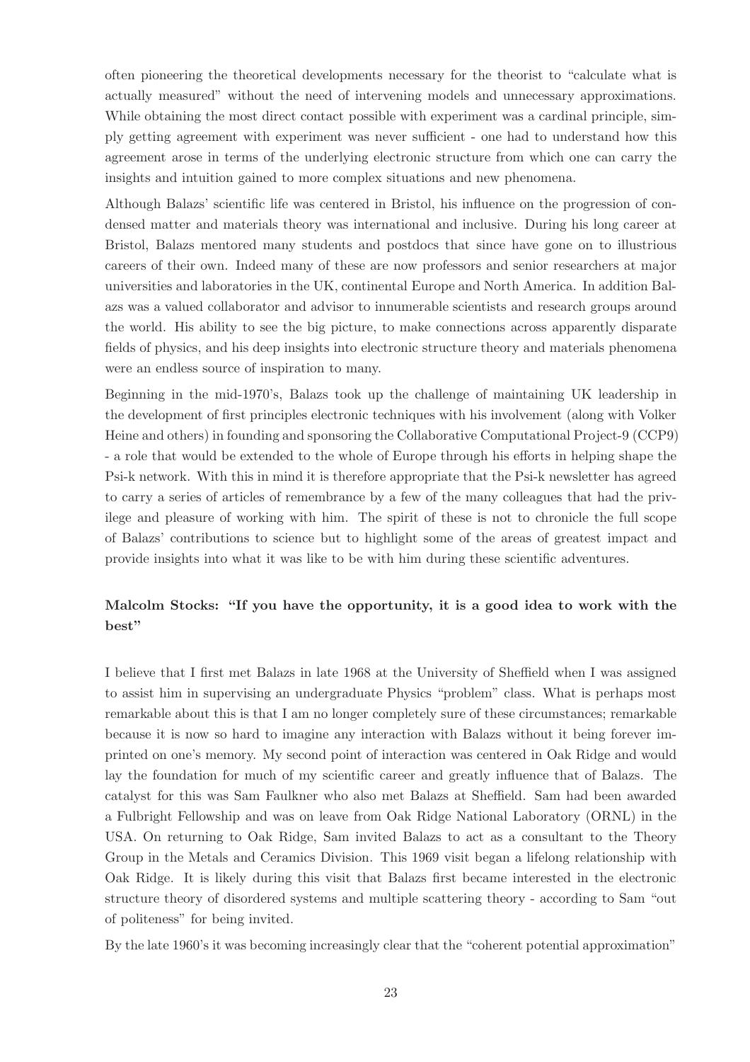often pioneering the theoretical developments necessary for the theorist to "calculate what is actually measured" without the need of intervening models and unnecessary approximations. While obtaining the most direct contact possible with experiment was a cardinal principle, simply getting agreement with experiment was never sufficient - one had to understand how this agreement arose in terms of the underlying electronic structure from which one can carry the insights and intuition gained to more complex situations and new phenomena.

Although Balazs' scientific life was centered in Bristol, his influence on the progression of condensed matter and materials theory was international and inclusive. During his long career at Bristol, Balazs mentored many students and postdocs that since have gone on to illustrious careers of their own. Indeed many of these are now professors and senior researchers at major universities and laboratories in the UK, continental Europe and North America. In addition Balazs was a valued collaborator and advisor to innumerable scientists and research groups around the world. His ability to see the big picture, to make connections across apparently disparate fields of physics, and his deep insights into electronic structure theory and materials phenomena were an endless source of inspiration to many.

Beginning in the mid-1970's, Balazs took up the challenge of maintaining UK leadership in the development of first principles electronic techniques with his involvement (along with Volker Heine and others) in founding and sponsoring the Collaborative Computational Project-9 (CCP9) - a role that would be extended to the whole of Europe through his efforts in helping shape the Psi-k network. With this in mind it is therefore appropriate that the Psi-k newsletter has agreed to carry a series of articles of remembrance by a few of the many colleagues that had the privilege and pleasure of working with him. The spirit of these is not to chronicle the full scope of Balazs' contributions to science but to highlight some of the areas of greatest impact and provide insights into what it was like to be with him during these scientific adventures.

### Malcolm Stocks: "If you have the opportunity, it is a good idea to work with the best"

I believe that I first met Balazs in late 1968 at the University of Sheffield when I was assigned to assist him in supervising an undergraduate Physics "problem" class. What is perhaps most remarkable about this is that I am no longer completely sure of these circumstances; remarkable because it is now so hard to imagine any interaction with Balazs without it being forever imprinted on one's memory. My second point of interaction was centered in Oak Ridge and would lay the foundation for much of my scientific career and greatly influence that of Balazs. The catalyst for this was Sam Faulkner who also met Balazs at Sheffield. Sam had been awarded a Fulbright Fellowship and was on leave from Oak Ridge National Laboratory (ORNL) in the USA. On returning to Oak Ridge, Sam invited Balazs to act as a consultant to the Theory Group in the Metals and Ceramics Division. This 1969 visit began a lifelong relationship with Oak Ridge. It is likely during this visit that Balazs first became interested in the electronic structure theory of disordered systems and multiple scattering theory - according to Sam "out of politeness" for being invited.

By the late 1960's it was becoming increasingly clear that the "coherent potential approximation"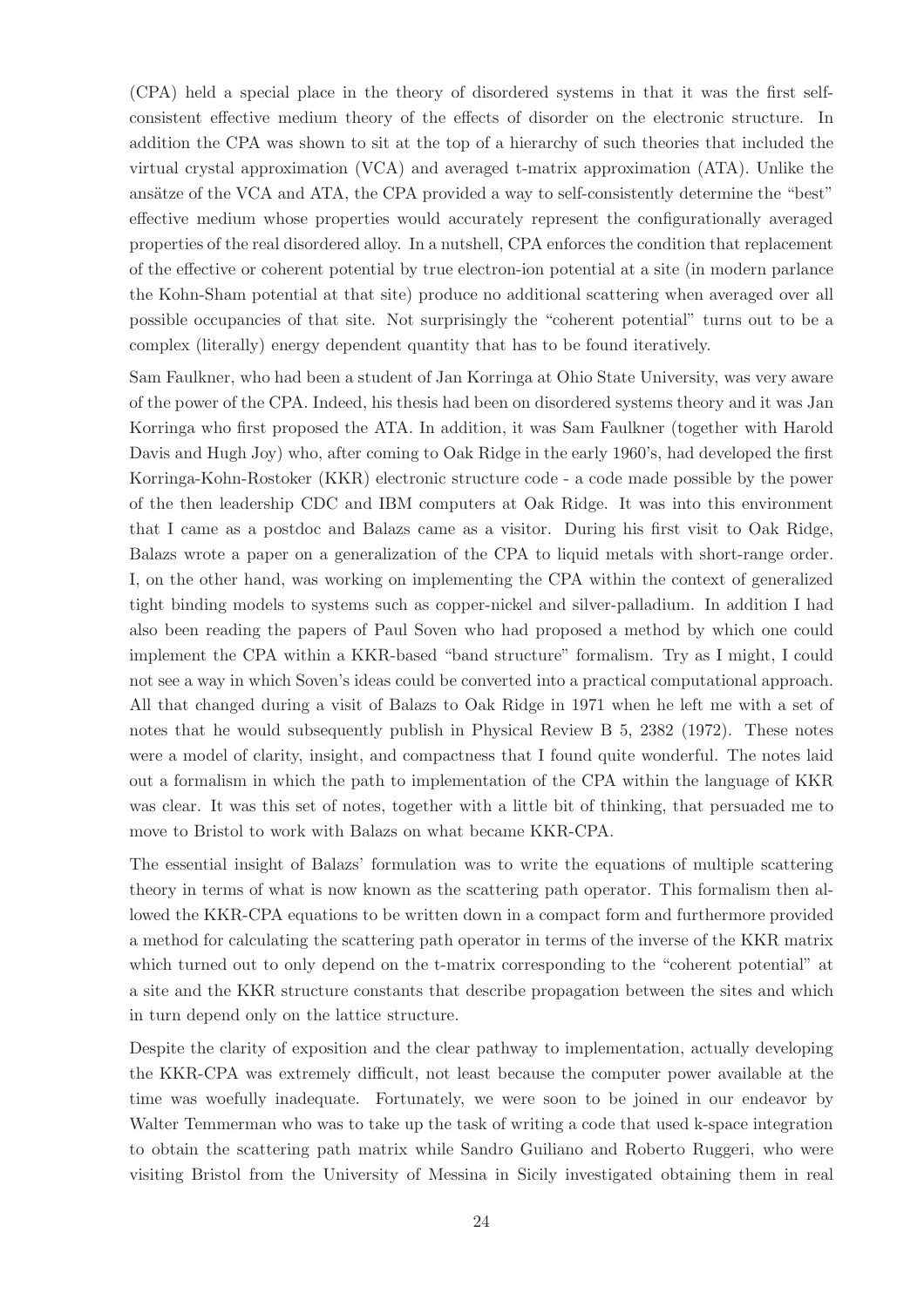(CPA) held a special place in the theory of disordered systems in that it was the first self-consistent effective medium theory of the effects of disorder on the electronic structure. In addition the CPA was shown to sit at the top of a hierarchy of such theories that included the virtual crystal approximation (VCA) and averaged t-matrix approximation (ATA). Unlike the ansätze of the VCA and ATA, the CPA provided a way to self-consistently determine the "best" effective medium whose properties would accurately represent the configurationally averaged properties of the real disordered alloy. In a nutshell, CPA enforces the condition that replacement of the effective or coherent potential by true electron-ion potential at a site (in modern parlance the Kohn-Sham potential at that site) produce no additional scattering when averaged over all possible occupancies of that site. Not surprisingly the "coherent potential" turns out to be a complex (literally) energy dependent quantity that has to be found iteratively.

Sam Faulkner, who had been a student of Jan Korringa at Ohio State University, was very aware of the power of the CPA. Indeed, his thesis had been on disordered systems theory and it was Jan Korringa who first proposed the ATA. In addition, it was Sam Faulkner (together with Harold Davis and Hugh Joy) who, after coming to Oak Ridge in the early 1960's, had developed the first Korringa-Kohn-Rostoker (KKR) electronic structure code - a code made possible by the power of the then leadership CDC and IBM computers at Oak Ridge. It was into this environment that I came as a postdoc and Balazs came as a visitor. During his first visit to Oak Ridge, Balazs wrote a paper on a generalization of the CPA to liquid metals with short-range order. I, on the other hand, was working on implementing the CPA within the context of generalized tight binding models to systems such as copper-nickel and silver-palladium. In addition I had also been reading the papers of Paul Soven who had proposed a method by which one could implement the CPA within a KKR-based "band structure" formalism. Try as I might, I could not see a way in which Soven's ideas could be converted into a practical computational approach. All that changed during a visit of Balazs to Oak Ridge in 1971 when he left me with a set of notes that he would subsequently publish in Physical Review B 5, 2382 (1972). These notes were a model of clarity, insight, and compactness that I found quite wonderful. The notes laid out a formalism in which the path to implementation of the CPA within the language of KKR was clear. It was this set of notes, together with a little bit of thinking, that persuaded me to move to Bristol to work with Balazs on what became KKR-CPA.

The essential insight of Balazs' formulation was to write the equations of multiple scattering theory in terms of what is now known as the scattering path operator. This formalism then allowed the KKR-CPA equations to be written down in a compact form and furthermore provided a method for calculating the scattering path operator in terms of the inverse of the KKR matrix which turned out to only depend on the t-matrix corresponding to the "coherent potential" at a site and the KKR structure constants that describe propagation between the sites and which in turn depend only on the lattice structure.

Despite the clarity of exposition and the clear pathway to implementation, actually developing the KKR-CPA was extremely difficult, not least because the computer power available at the time was woefully inadequate. Fortunately, we were soon to be joined in our endeavor by Walter Temmerman who was to take up the task of writing a code that used k-space integration to obtain the scattering path matrix while Sandro Guiliano and Roberto Ruggeri, who were visiting Bristol from the University of Messina in Sicily investigated obtaining them in real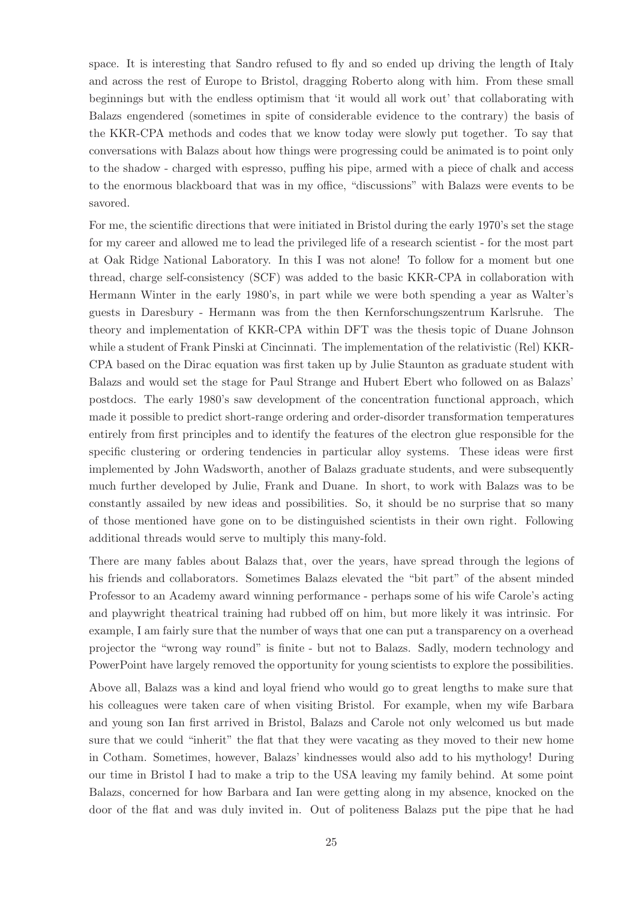space. It is interesting that Sandro refused to fly and so ended up driving the length of Italy and across the rest of Europe to Bristol, dragging Roberto along with him. From these small beginnings but with the endless optimism that 'it would all work out' that collaborating with Balazs engendered (sometimes in spite of considerable evidence to the contrary) the basis of the KKR-CPA methods and codes that we know today were slowly put together. To say that conversations with Balazs about how things were progressing could be animated is to point only to the shadow - charged with espresso, puffing his pipe, armed with a piece of chalk and access to the enormous blackboard that was in my office, "discussions" with Balazs were events to be savored.

For me, the scientific directions that were initiated in Bristol during the early 1970's set the stage for my career and allowed me to lead the privileged life of a research scientist - for the most part at Oak Ridge National Laboratory. In this I was not alone! To follow for a moment but one thread, charge self-consistency (SCF) was added to the basic KKR-CPA in collaboration with Hermann Winter in the early 1980's, in part while we were both spending a year as Walter's guests in Daresbury - Hermann was from the then Kernforschungszentrum Karlsruhe. The theory and implementation of KKR-CPA within DFT was the thesis topic of Duane Johnson while a student of Frank Pinski at Cincinnati. The implementation of the relativistic (Rel) KKR-CPA based on the Dirac equation was first taken up by Julie Staunton as graduate student with Balazs and would set the stage for Paul Strange and Hubert Ebert who followed on as Balazs' postdocs. The early 1980's saw development of the concentration functional approach, which made it possible to predict short-range ordering and order-disorder transformation temperatures entirely from first principles and to identify the features of the electron glue responsible for the specific clustering or ordering tendencies in particular alloy systems. These ideas were first implemented by John Wadsworth, another of Balazs graduate students, and were subsequently much further developed by Julie, Frank and Duane. In short, to work with Balazs was to be constantly assailed by new ideas and possibilities. So, it should be no surprise that so many of those mentioned have gone on to be distinguished scientists in their own right. Following additional threads would serve to multiply this many-fold.

There are many fables about Balazs that, over the years, have spread through the legions of his friends and collaborators. Sometimes Balazs elevated the "bit part" of the absent minded Professor to an Academy award winning performance - perhaps some of his wife Carole's acting and playwright theatrical training had rubbed off on him, but more likely it was intrinsic. For example, I am fairly sure that the number of ways that one can put a transparency on a overhead projector the "wrong way round" is finite - but not to Balazs. Sadly, modern technology and PowerPoint have largely removed the opportunity for young scientists to explore the possibilities.

Above all, Balazs was a kind and loyal friend who would go to great lengths to make sure that his colleagues were taken care of when visiting Bristol. For example, when my wife Barbara and young son Ian first arrived in Bristol, Balazs and Carole not only welcomed us but made sure that we could "inherit" the flat that they were vacating as they moved to their new home in Cotham. Sometimes, however, Balazs' kindnesses would also add to his mythology! During our time in Bristol I had to make a trip to the USA leaving my family behind. At some point Balazs, concerned for how Barbara and Ian were getting along in my absence, knocked on the door of the flat and was duly invited in. Out of politeness Balazs put the pipe that he had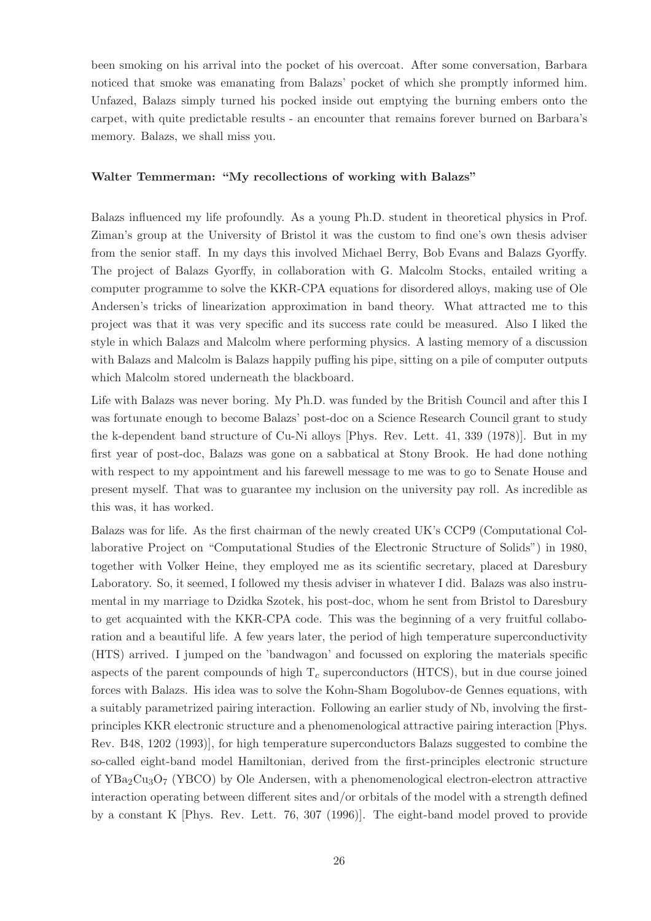been smoking on his arrival into the pocket of his overcoat. After some conversation, Barbara noticed that smoke was emanating from Balazs' pocket of which she promptly informed him. Unfazed, Balazs simply turned his pocked inside out emptying the burning embers onto the carpet, with quite predictable results - an encounter that remains forever burned on Barbara's memory. Balazs, we shall miss you.

**Walter Temmerman: "My recollections of working with Balazs"**

Balazs influenced my life profoundly. As a young Ph.D. student in theoretical physics in Prof. Ziman's group at the University of Bristol it was the custom to find one's own thesis adviser from the senior staff. In my days this involved Michael Berry, Bob Evans and Balazs Gyorffy. The project of Balazs Gyorffy, in collaboration with G. Malcolm Stocks, entailed writing a computer programme to solve the KKR-CPA equations for disordered alloys, making use of Ole Andersen's tricks of linearization approximation in band theory. What attracted me to this project was that it was very specific and its success rate could be measured. Also I liked the style in which Balazs and Malcolm where performing physics. A lasting memory of a discussion with Balazs and Malcolm is Balazs happily puffing his pipe, sitting on a pile of computer outputs which Malcolm stored underneath the blackboard.

Life with Balazs was never boring. My Ph.D. was funded by the British Council and after this I was fortunate enough to become Balazs' post-doc on a Science Research Council grant to study the k-dependent band structure of Cu-Ni alloys [Phys. Rev. Lett. 41, 339 (1978)]. But in my first year of post-doc, Balazs was gone on a sabbatical at Stony Brook. He had done nothing with respect to my appointment and his farewell message to me was to go to Senate House and present myself. That was to guarantee my inclusion on the university pay roll. As incredible as this was, it has worked.

Balazs was for life. As the first chairman of the newly created UK's CCP9 (Computational Collaborative Project on "Computational Studies of the Electronic Structure of Solids") in 1980, together with Volker Heine, they employed me as its scientific secretary, placed at Daresbury Laboratory. So, it seemed, I followed my thesis adviser in whatever I did. Balazs was also instrumental in my marriage to Dzidka Szotek, his post-doc, whom he sent from Bristol to Daresbury to get acquainted with the KKR-CPA code. This was the beginning of a very fruitful collaboration and a beautiful life. A few years later, the period of high temperature superconductivity (HTS) arrived. I jumped on the 'bandwagon' and focussed on exploring the materials specific aspects of the parent compounds of high $T_c$ superconductors (HTCS), but in due course joined forces with Balazs. His idea was to solve the Kohn-Sham Bogolubov-de Gennes equations, with a suitably parametrized pairing interaction. Following an earlier study of Nb, involving the first-principles KKR electronic structure and a phenomenological attractive pairing interaction [Phys. Rev. B48, 1202 (1993)], for high temperature superconductors Balazs suggested to combine the so-called eight-band model Hamiltonian, derived from the first-principles electronic structure of $YBa_2Cu_3O_7$ (YBCO) by Ole Andersen, with a phenomenological electron-electron attractive interaction operating between different sites and/or orbitals of the model with a strength defined by a constant K [Phys. Rev. Lett. 76, 307 (1996)]. The eight-band model proved to provide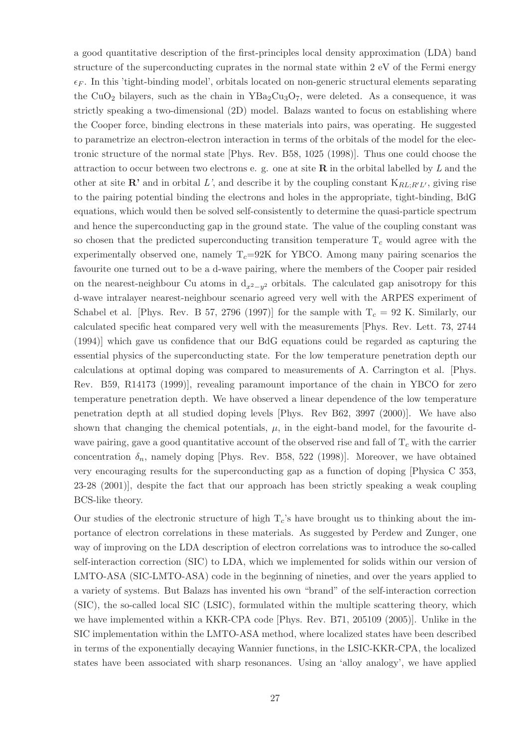a good quantitative description of the first-principles local density approximation (LDA) band structure of the superconducting cuprates in the normal state within 2 eV of the Fermi energy $\epsilon_F$. In this 'tight-binding model', orbitals located on non-generic structural elements separating the $CuO_2$ bilayers, such as the chain in $YBa_2Cu_3O_7$, were deleted. As a consequence, it was strictly speaking a two-dimensional (2D) model. Balazs wanted to focus on establishing where the Cooper force, binding electrons in these materials into pairs, was operating. He suggested to parametrize an electron-electron interaction in terms of the orbitals of the model for the electronic structure of the normal state [Phys. Rev. B58, 1025 (1998)]. Thus one could choose the attraction to occur between two electrons e. g. one at site $\mathbf{R}$ in the orbital labelled by $L$ and the other at site $\mathbf{R'}$ and in orbital $L'$, and describe it by the coupling constant $K_{RL;R'L'}$, giving rise to the pairing potential binding the electrons and holes in the appropriate, tight-binding, BdG equations, which would then be solved self-consistently to determine the quasi-particle spectrum and hence the superconducting gap in the ground state. The value of the coupling constant was so chosen that the predicted superconducting transition temperature $T_c$ would agree with the experimentally observed one, namely $T_c$=92K for YBCO. Among many pairing scenarios the favourite one turned out to be a d-wave pairing, where the members of the Cooper pair resided on the nearest-neighbour Cu atoms in $d_{x^2-y^2}$ orbitals. The calculated gap anisotropy for this d-wave intralayer nearest-neighbour scenario agreed very well with the ARPES experiment of Schabel et al. [Phys. Rev. B 57, 2796 (1997)] for the sample with $T_c$ = 92 K. Similarly, our calculated specific heat compared very well with the measurements [Phys. Rev. Lett. 73, 2744 (1994)] which gave us confidence that our BdG equations could be regarded as capturing the essential physics of the superconducting state. For the low temperature penetration depth our calculations at optimal doping was compared to measurements of A. Carrington et al. [Phys. Rev. B59, R14173 (1999)], revealing paramount importance of the chain in YBCO for zero temperature penetration depth. We have observed a linear dependence of the low temperature penetration depth at all studied doping levels [Phys. Rev B62, 3997 (2000)]. We have also shown that changing the chemical potentials, $\mu$, in the eight-band model, for the favourite d-wave pairing, gave a good quantitative account of the observed rise and fall of $T_c$ with the carrier concentration $\delta_n$, namely doping [Phys. Rev. B58, 522 (1998)]. Moreover, we have obtained very encouraging results for the superconducting gap as a function of doping [Physica C 353, 23-28 (2001)], despite the fact that our approach has been strictly speaking a weak coupling BCS-like theory.

Our studies of the electronic structure of high $T_c$'s have brought us to thinking about the importance of electron correlations in these materials. As suggested by Perdew and Zunger, one way of improving on the LDA description of electron correlations was to introduce the so-called self-interaction correction (SIC) to LDA, which we implemented for solids within our version of LMTO-ASA (SIC-LMTO-ASA) code in the beginning of nineties, and over the years applied to a variety of systems. But Balazs has invented his own "brand" of the self-interaction correction (SIC), the so-called local SIC (LSIC), formulated within the multiple scattering theory, which we have implemented within a KKR-CPA code [Phys. Rev. B71, 205109 (2005)]. Unlike in the SIC implementation within the LMTO-ASA method, where localized states have been described in terms of the exponentially decaying Wannier functions, in the LSIC-KKR-CPA, the localized states have been associated with sharp resonances. Using an 'alloy analogy', we have applied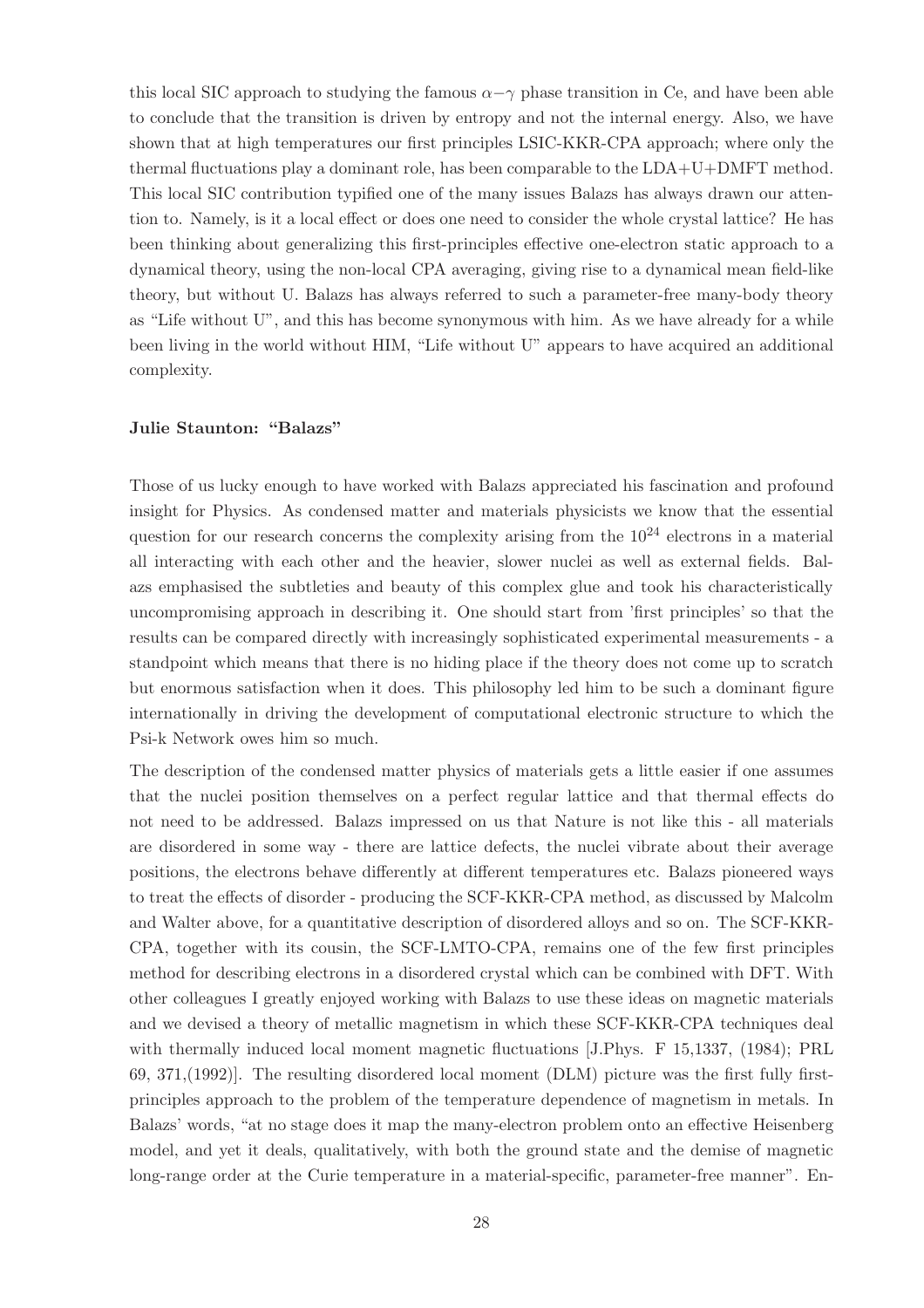this local SIC approach to studying the famous $\alpha-\gamma$ phase transition in Ce, and have been able to conclude that the transition is driven by entropy and not the internal energy. Also, we have shown that at high temperatures our first principles LSIC-KKR-CPA approach; where only the thermal fluctuations play a dominant role, has been comparable to the LDA+U+DMFT method. This local SIC contribution typified one of the many issues Balazs has always drawn our attention to. Namely, is it a local effect or does one need to consider the whole crystal lattice? He has been thinking about generalizing this first-principles effective one-electron static approach to a dynamical theory, using the non-local CPA averaging, giving rise to a dynamical mean field-like theory, but without U. Balazs has always referred to such a parameter-free many-body theory as "Life without U", and this has become synonymous with him. As we have already for a while been living in the world without HIM, "Life without U" appears to have acquired an additional complexity.

#### Julie Staunton: "Balazs"

Those of us lucky enough to have worked with Balazs appreciated his fascination and profound insight for Physics. As condensed matter and materials physicists we know that the essential question for our research concerns the complexity arising from the $10^{24}$ electrons in a material all interacting with each other and the heavier, slower nuclei as well as external fields. Balazs emphasised the subtleties and beauty of this complex glue and took his characteristically uncompromising approach in describing it. One should start from 'first principles' so that the results can be compared directly with increasingly sophisticated experimental measurements - a standpoint which means that there is no hiding place if the theory does not come up to scratch but enormous satisfaction when it does. This philosophy led him to be such a dominant figure internationally in driving the development of computational electronic structure to which the Psi-k Network owes him so much.

The description of the condensed matter physics of materials gets a little easier if one assumes that the nuclei position themselves on a perfect regular lattice and that thermal effects do not need to be addressed. Balazs impressed on us that Nature is not like this - all materials are disordered in some way - there are lattice defects, the nuclei vibrate about their average positions, the electrons behave differently at different temperatures etc. Balazs pioneered ways to treat the effects of disorder - producing the SCF-KKR-CPA method, as discussed by Malcolm and Walter above, for a quantitative description of disordered alloys and so on. The SCF-KKR-CPA, together with its cousin, the SCF-LMTO-CPA, remains one of the few first principles method for describing electrons in a disordered crystal which can be combined with DFT. With other colleagues I greatly enjoyed working with Balazs to use these ideas on magnetic materials and we devised a theory of metallic magnetism in which these SCF-KKR-CPA techniques deal with thermally induced local moment magnetic fluctuations [J.Phys. F 15,1337, (1984); PRL 69, 371,(1992)]. The resulting disordered local moment (DLM) picture was the first fully first-principles approach to the problem of the temperature dependence of magnetism in metals. In Balazs' words, "at no stage does it map the many-electron problem onto an effective Heisenberg model, and yet it deals, qualitatively, with both the ground state and the demise of magnetic long-range order at the Curie temperature in a material-specific, parameter-free manner". En-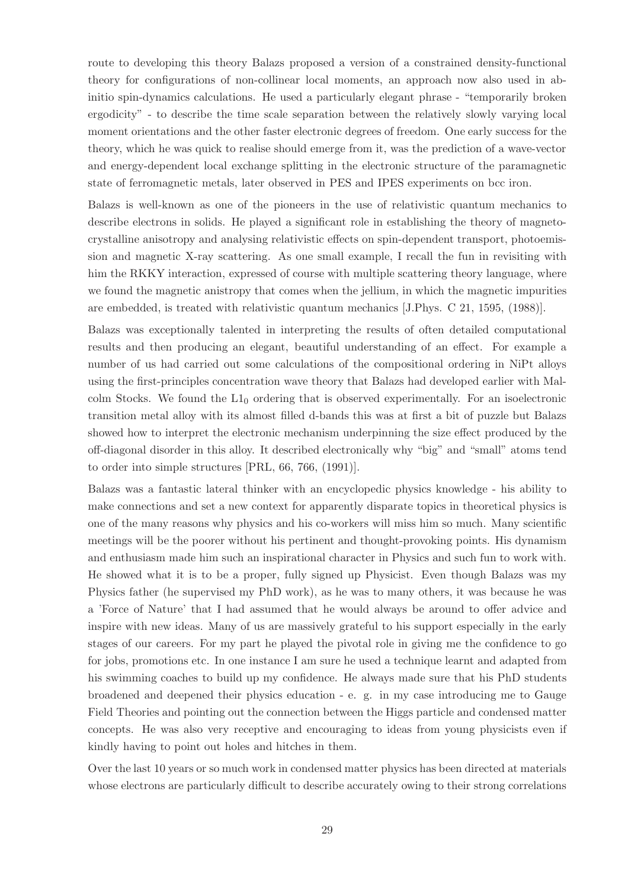route to developing this theory Balazs proposed a version of a constrained density-functional theory for configurations of non-collinear local moments, an approach now also used in ab-initio spin-dynamics calculations. He used a particularly elegant phrase - "temporarily broken ergodicity" - to describe the time scale separation between the relatively slowly varying local moment orientations and the other faster electronic degrees of freedom. One early success for the theory, which he was quick to realise should emerge from it, was the prediction of a wave-vector and energy-dependent local exchange splitting in the electronic structure of the paramagnetic state of ferromagnetic metals, later observed in PES and IPES experiments on bcc iron.

Balazs is well-known as one of the pioneers in the use of relativistic quantum mechanics to describe electrons in solids. He played a significant role in establishing the theory of magneto-crystalline anisotropy and analysing relativistic effects on spin-dependent transport, photoemission and magnetic X-ray scattering. As one small example, I recall the fun in revisiting with him the RKKY interaction, expressed of course with multiple scattering theory language, where we found the magnetic anistropy that comes when the jellium, in which the magnetic impurities are embedded, is treated with relativistic quantum mechanics [J.Phys. C 21, 1595, (1988)].

Balazs was exceptionally talented in interpreting the results of often detailed computational results and then producing an elegant, beautiful understanding of an effect. For example a number of us had carried out some calculations of the compositional ordering in NiPt alloys using the first-principles concentration wave theory that Balazs had developed earlier with Malcolm Stocks. We found the $L1_0$ ordering that is observed experimentally. For an isoelectronic transition metal alloy with its almost filled d-bands this was at first a bit of puzzle but Balazs showed how to interpret the electronic mechanism underpinning the size effect produced by the off-diagonal disorder in this alloy. It described electronically why "big" and "small" atoms tend to order into simple structures [PRL, 66, 766, (1991)].

Balazs was a fantastic lateral thinker with an encyclopedic physics knowledge - his ability to make connections and set a new context for apparently disparate topics in theoretical physics is one of the many reasons why physics and his co-workers will miss him so much. Many scientific meetings will be the poorer without his pertinent and thought-provoking points. His dynamism and enthusiasm made him such an inspirational character in Physics and such fun to work with. He showed what it is to be a proper, fully signed up Physicist. Even though Balazs was my Physics father (he supervised my PhD work), as he was to many others, it was because he was a 'Force of Nature' that I had assumed that he would always be around to offer advice and inspire with new ideas. Many of us are massively grateful to his support especially in the early stages of our careers. For my part he played the pivotal role in giving me the confidence to go for jobs, promotions etc. In one instance I am sure he used a technique learnt and adapted from his swimming coaches to build up my confidence. He always made sure that his PhD students broadened and deepened their physics education - e. g. in my case introducing me to Gauge Field Theories and pointing out the connection between the Higgs particle and condensed matter concepts. He was also very receptive and encouraging to ideas from young physicists even if kindly having to point out holes and hitches in them.

Over the last 10 years or so much work in condensed matter physics has been directed at materials whose electrons are particularly difficult to describe accurately owing to their strong correlations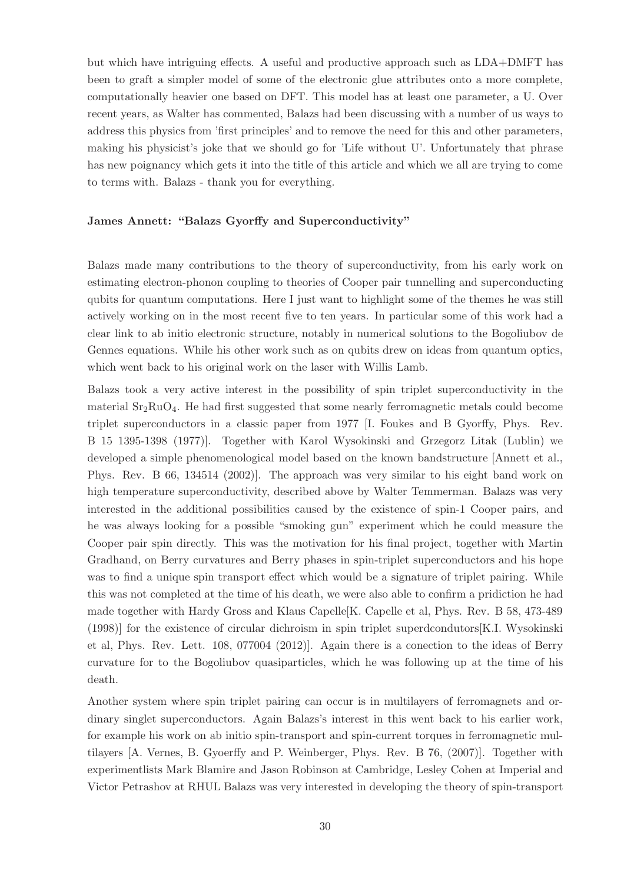but which have intriguing effects. A useful and productive approach such as LDA+DMFT has been to graft a simpler model of some of the electronic glue attributes onto a more complete, computationally heavier one based on DFT. This model has at least one parameter, a U. Over recent years, as Walter has commented, Balazs had been discussing with a number of us ways to address this physics from 'first principles' and to remove the need for this and other parameters, making his physicist's joke that we should go for 'Life without U'. Unfortunately that phrase has new poignancy which gets it into the title of this article and which we all are trying to come to terms with. Balazs - thank you for everything.

### James Annett: "Balazs Gyorffy and Superconductivity"

Balazs made many contributions to the theory of superconductivity, from his early work on estimating electron-phonon coupling to theories of Cooper pair tunnelling and superconducting qubits for quantum computations. Here I just want to highlight some of the themes he was still actively working on in the most recent five to ten years. In particular some of this work had a clear link to ab initio electronic structure, notably in numerical solutions to the Bogoliubov de Gennes equations. While his other work such as on qubits drew on ideas from quantum optics, which went back to his original work on the laser with Willis Lamb.

Balazs took a very active interest in the possibility of spin triplet superconductivity in the material $Sr_2RuO_4$. He had first suggested that some nearly ferromagnetic metals could become triplet superconductors in a classic paper from 1977 [I. Foukes and B Gyorffy, Phys. Rev. B 15 1395-1398 (1977)]. Together with Karol Wysokinski and Grzegorz Litak (Lublin) we developed a simple phenomenological model based on the known bandstructure [Annett et al., Phys. Rev. B 66, 134514 (2002)]. The approach was very similar to his eight band work on high temperature superconductivity, described above by Walter Temmerman. Balazs was very interested in the additional possibilities caused by the existence of spin-1 Cooper pairs, and he was always looking for a possible "smoking gun" experiment which he could measure the Cooper pair spin directly. This was the motivation for his final project, together with Martin Gradhand, on Berry curvatures and Berry phases in spin-triplet superconductors and his hope was to find a unique spin transport effect which would be a signature of triplet pairing. While this was not completed at the time of his death, we were also able to confirm a pridiction he had made together with Hardy Gross and Klaus Capelle[K. Capelle et al, Phys. Rev. B 58, 473-489 (1998)] for the existence of circular dichroism in spin triplet superdcondutors[K.I. Wysokinski et al, Phys. Rev. Lett. 108, 077004 (2012)]. Again there is a conection to the ideas of Berry curvature for to the Bogoliubov quasiparticles, which he was following up at the time of his death.

Another system where spin triplet pairing can occur is in multilayers of ferromagnets and ordinary singlet superconductors. Again Balazs's interest in this went back to his earlier work, for example his work on ab initio spin-transport and spin-current torques in ferromagnetic multilayers [A. Vernes, B. Gyoerffy and P. Weinberger, Phys. Rev. B 76, (2007)]. Together with experimentlists Mark Blamire and Jason Robinson at Cambridge, Lesley Cohen at Imperial and Victor Petrashov at RHUL Balazs was very interested in developing the theory of spin-transport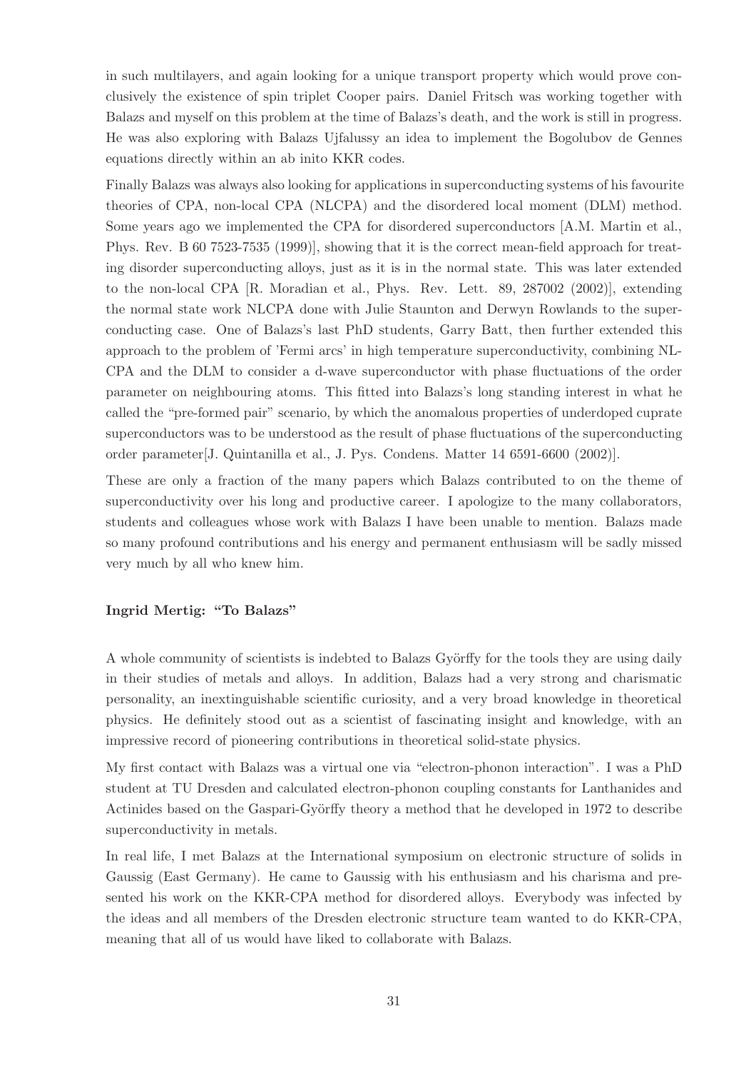in such multilayers, and again looking for a unique transport property which would prove conclusively the existence of spin triplet Cooper pairs. Daniel Fritsch was working together with Balazs and myself on this problem at the time of Balazs's death, and the work is still in progress. He was also exploring with Balazs Ujfalussy an idea to implement the Bogolubov de Gennes equations directly within an ab inito KKR codes.

Finally Balazs was always also looking for applications in superconducting systems of his favourite theories of CPA, non-local CPA (NLCPA) and the disordered local moment (DLM) method. Some years ago we implemented the CPA for disordered superconductors [A.M. Martin et al., Phys. Rev. B 60 7523-7535 (1999)], showing that it is the correct mean-field approach for treating disorder superconducting alloys, just as it is in the normal state. This was later extended to the non-local CPA [R. Moradian et al., Phys. Rev. Lett. 89, 287002 (2002)], extending the normal state work NLCPA done with Julie Staunton and Derwyn Rowlands to the superconducting case. One of Balazs's last PhD students, Garry Batt, then further extended this approach to the problem of 'Fermi arcs' in high temperature superconductivity, combining NL-CPA and the DLM to consider a d-wave superconductor with phase fluctuations of the order parameter on neighbouring atoms. This fitted into Balazs's long standing interest in what he called the "pre-formed pair" scenario, by which the anomalous properties of underdoped cuprate superconductors was to be understood as the result of phase fluctuations of the superconducting order parameter[J. Quintanilla et al., J. Pys. Condens. Matter 14 6591-6600 (2002)].

These are only a fraction of the many papers which Balazs contributed to on the theme of superconductivity over his long and productive career. I apologize to the many collaborators, students and colleagues whose work with Balazs I have been unable to mention. Balazs made so many profound contributions and his energy and permanent enthusiasm will be sadly missed very much by all who knew him.

**Ingrid Mertig: "To Balazs"**

A whole community of scientists is indebted to Balazs Györffy for the tools they are using daily in their studies of metals and alloys. In addition, Balazs had a very strong and charismatic personality, an inextinguishable scientific curiosity, and a very broad knowledge in theoretical physics. He definitely stood out as a scientist of fascinating insight and knowledge, with an impressive record of pioneering contributions in theoretical solid-state physics.

My first contact with Balazs was a virtual one via "electron-phonon interaction". I was a PhD student at TU Dresden and calculated electron-phonon coupling constants for Lanthanides and Actinides based on the Gaspari-Györffy theory a method that he developed in 1972 to describe superconductivity in metals.

In real life, I met Balazs at the International symposium on electronic structure of solids in Gaussig (East Germany). He came to Gaussig with his enthusiasm and his charisma and presented his work on the KKR-CPA method for disordered alloys. Everybody was infected by the ideas and all members of the Dresden electronic structure team wanted to do KKR-CPA, meaning that all of us would have liked to collaborate with Balazs.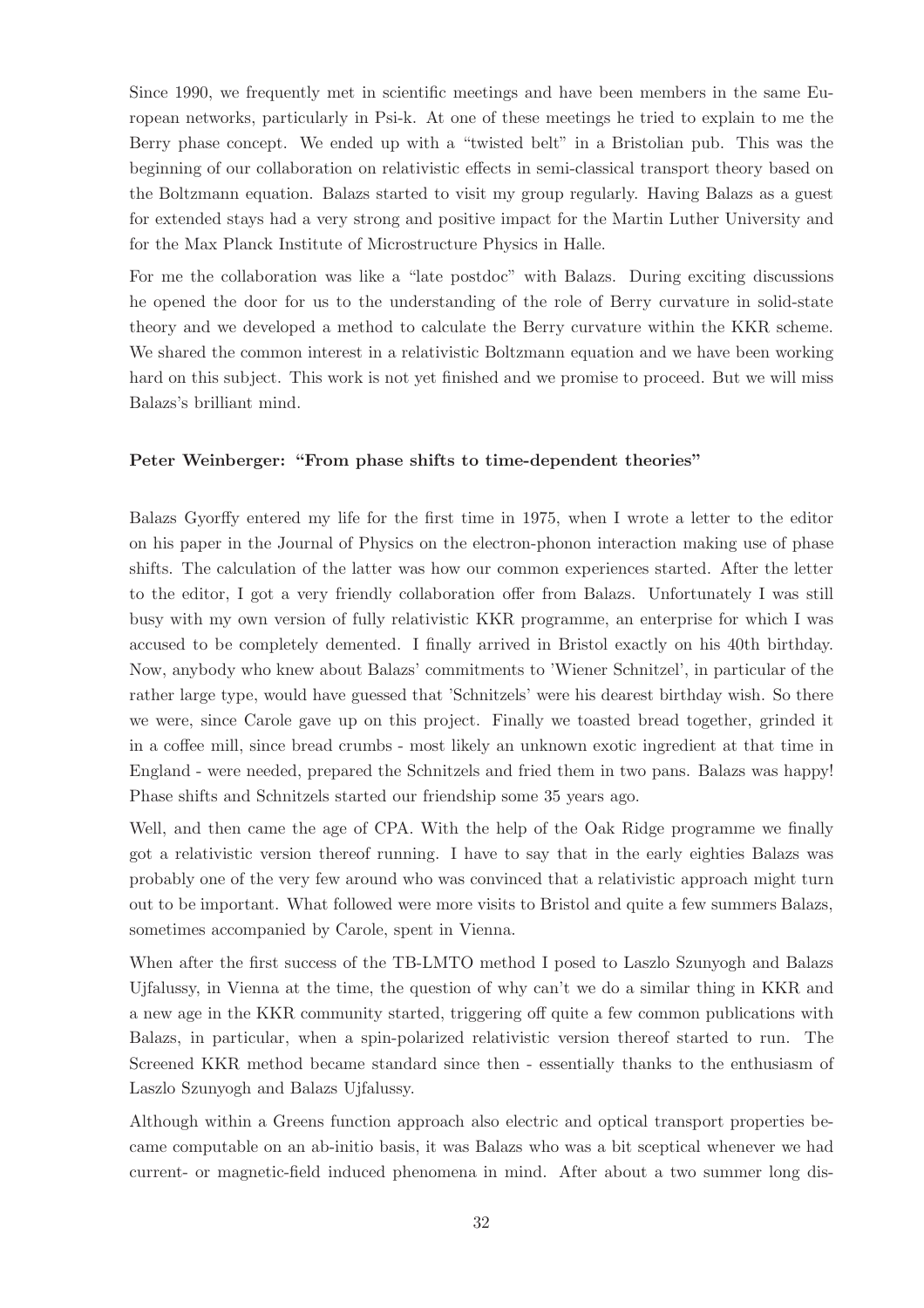Since 1990, we frequently met in scientific meetings and have been members in the same European networks, particularly in Psi-k. At one of these meetings he tried to explain to me the Berry phase concept. We ended up with a "twisted belt" in a Bristolian pub. This was the beginning of our collaboration on relativistic effects in semi-classical transport theory based on the Boltzmann equation. Balazs started to visit my group regularly. Having Balazs as a guest for extended stays had a very strong and positive impact for the Martin Luther University and for the Max Planck Institute of Microstructure Physics in Halle.

For me the collaboration was like a "late postdoc" with Balazs. During exciting discussions he opened the door for us to the understanding of the role of Berry curvature in solid-state theory and we developed a method to calculate the Berry curvature within the KKR scheme. We shared the common interest in a relativistic Boltzmann equation and we have been working hard on this subject. This work is not yet finished and we promise to proceed. But we will miss Balazs's brilliant mind.

**Peter Weinberger: "From phase shifts to time-dependent theories"**

Balazs Gyorffy entered my life for the first time in 1975, when I wrote a letter to the editor on his paper in the Journal of Physics on the electron-phonon interaction making use of phase shifts. The calculation of the latter was how our common experiences started. After the letter to the editor, I got a very friendly collaboration offer from Balazs. Unfortunately I was still busy with my own version of fully relativistic KKR programme, an enterprise for which I was accused to be completely demented. I finally arrived in Bristol exactly on his 40th birthday. Now, anybody who knew about Balazs' commitments to 'Wiener Schnitzel', in particular of the rather large type, would have guessed that 'Schnitzels' were his dearest birthday wish. So there we were, since Carole gave up on this project. Finally we toasted bread together, grinded it in a coffee mill, since bread crumbs - most likely an unknown exotic ingredient at that time in England - were needed, prepared the Schnitzels and fried them in two pans. Balazs was happy! Phase shifts and Schnitzels started our friendship some 35 years ago.

Well, and then came the age of CPA. With the help of the Oak Ridge programme we finally got a relativistic version thereof running. I have to say that in the early eighties Balazs was probably one of the very few around who was convinced that a relativistic approach might turn out to be important. What followed were more visits to Bristol and quite a few summers Balazs, sometimes accompanied by Carole, spent in Vienna.

When after the first success of the TB-LMTO method I posed to Laszlo Szunyogh and Balazs Ujfalussy, in Vienna at the time, the question of why can't we do a similar thing in KKR and a new age in the KKR community started, triggering off quite a few common publications with Balazs, in particular, when a spin-polarized relativistic version thereof started to run. The Screened KKR method became standard since then - essentially thanks to the enthusiasm of Laszlo Szunyogh and Balazs Ujfalussy.

Although within a Greens function approach also electric and optical transport properties became computable on an ab-initio basis, it was Balazs who was a bit sceptical whenever we had current- or magnetic-field induced phenomena in mind. After about a two summer long dis-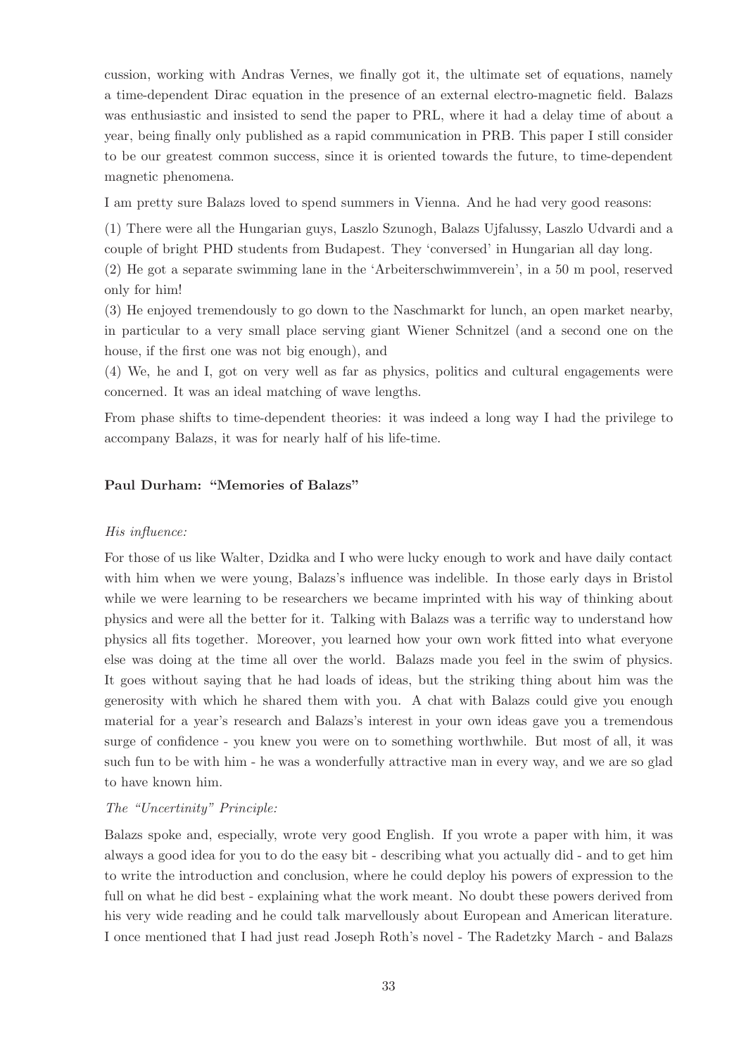cussion, working with Andras Vernes, we finally got it, the ultimate set of equations, namely a time-dependent Dirac equation in the presence of an external electro-magnetic field. Balazs was enthusiastic and insisted to send the paper to PRL, where it had a delay time of about a year, being finally only published as a rapid communication in PRB. This paper I still consider to be our greatest common success, since it is oriented towards the future, to time-dependent magnetic phenomena.

I am pretty sure Balazs loved to spend summers in Vienna. And he had very good reasons:

(1) There were all the Hungarian guys, Laszlo Szunogh, Balazs Ujfalussy, Laszlo Udvardi and a couple of bright PHD students from Budapest. They 'conversed' in Hungarian all day long.
(2) He got a separate swimming lane in the 'Arbeiterschwimmverein', in a 50 m pool, reserved only for him!
(3) He enjoyed tremendously to go down to the Naschmarkt for lunch, an open market nearby, in particular to a very small place serving giant Wiener Schnitzel (and a second one on the house, if the first one was not big enough), and
(4) We, he and I, got on very well as far as physics, politics and cultural engagements were concerned. It was an ideal matching of wave lengths.

From phase shifts to time-dependent theories: it was indeed a long way I had the privilege to accompany Balazs, it was for nearly half of his life-time.

**Paul Durham: "Memories of Balazs"**

*His influence:*

For those of us like Walter, Dzidka and I who were lucky enough to work and have daily contact with him when we were young, Balazs's influence was indelible. In those early days in Bristol while we were learning to be researchers we became imprinted with his way of thinking about physics and were all the better for it. Talking with Balazs was a terrific way to understand how physics all fits together. Moreover, you learned how your own work fitted into what everyone else was doing at the time all over the world. Balazs made you feel in the swim of physics. It goes without saying that he had loads of ideas, but the striking thing about him was the generosity with which he shared them with you. A chat with Balazs could give you enough material for a year's research and Balazs's interest in your own ideas gave you a tremendous surge of confidence - you knew you were on to something worthwhile. But most of all, it was such fun to be with him - he was a wonderfully attractive man in every way, and we are so glad to have known him.

*The "Uncertinity" Principle:*

Balazs spoke and, especially, wrote very good English. If you wrote a paper with him, it was always a good idea for you to do the easy bit - describing what you actually did - and to get him to write the introduction and conclusion, where he could deploy his powers of expression to the full on what he did best - explaining what the work meant. No doubt these powers derived from his very wide reading and he could talk marvellously about European and American literature. I once mentioned that I had just read Joseph Roth's novel - The Radetzky March - and Balazs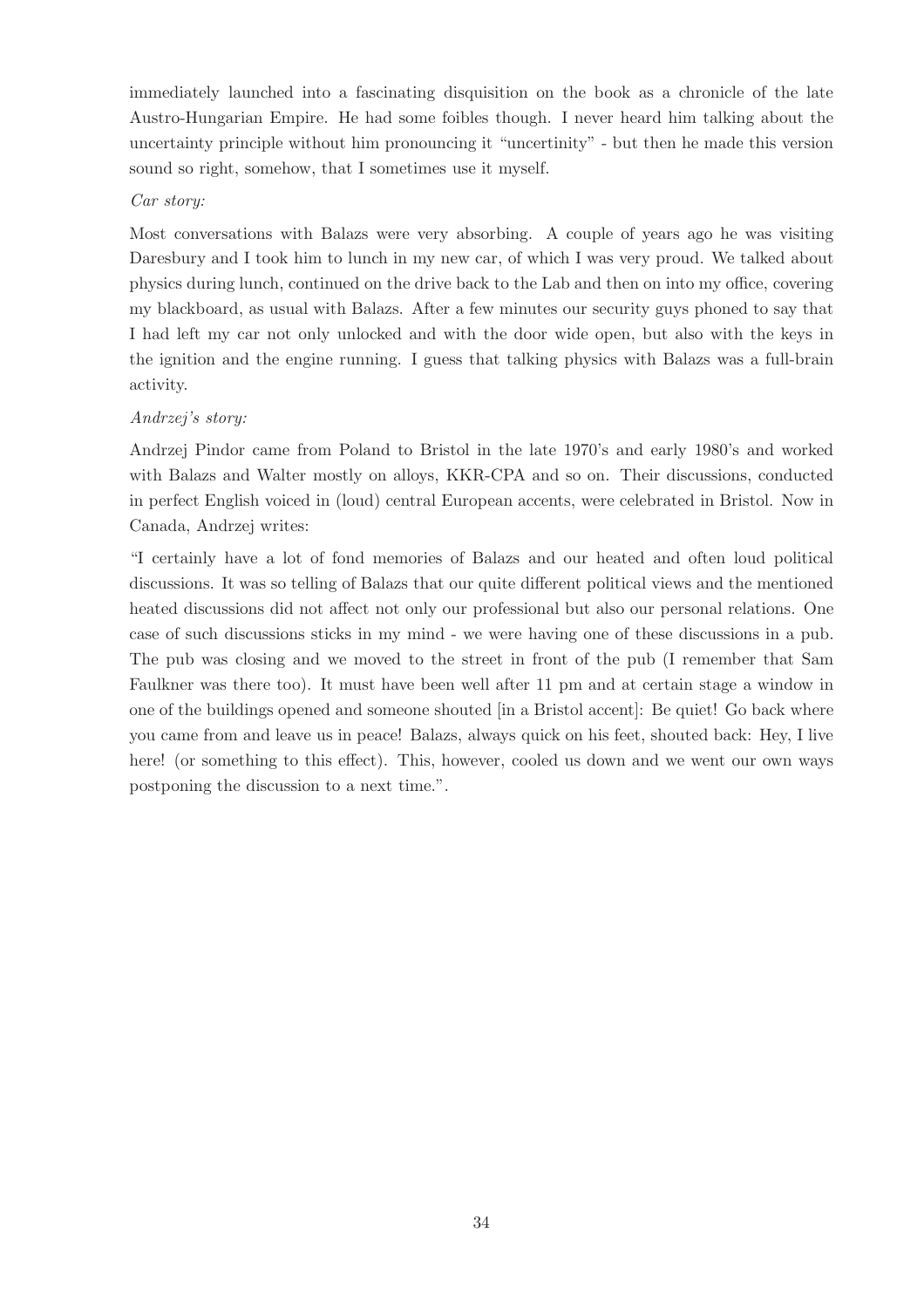immediately launched into a fascinating disquisition on the book as a chronicle of the late Austro-Hungarian Empire. He had some foibles though. I never heard him talking about the uncertainty principle without him pronouncing it “uncertinity” - but then he made this version sound so right, somehow, that I sometimes use it myself.

*Car story:*

Most conversations with Balazs were very absorbing. A couple of years ago he was visiting Daresbury and I took him to lunch in my new car, of which I was very proud. We talked about physics during lunch, continued on the drive back to the Lab and then on into my office, covering my blackboard, as usual with Balazs. After a few minutes our security guys phoned to say that I had left my car not only unlocked and with the door wide open, but also with the keys in the ignition and the engine running. I guess that talking physics with Balazs was a full-brain activity.

*Andrzej's story:*

Andrzej Pindor came from Poland to Bristol in the late 1970's and early 1980's and worked with Balazs and Walter mostly on alloys, KKR-CPA and so on. Their discussions, conducted in perfect English voiced in (loud) central European accents, were celebrated in Bristol. Now in Canada, Andrzej writes:

“I certainly have a lot of fond memories of Balazs and our heated and often loud political discussions. It was so telling of Balazs that our quite different political views and the mentioned heated discussions did not affect not only our professional but also our personal relations. One case of such discussions sticks in my mind - we were having one of these discussions in a pub. The pub was closing and we moved to the street in front of the pub (I remember that Sam Faulkner was there too). It must have been well after 11 pm and at certain stage a window in one of the buildings opened and someone shouted [in a Bristol accent]: Be quiet! Go back where you came from and leave us in peace! Balazs, always quick on his feet, shouted back: Hey, I live here! (or something to this effect). This, however, cooled us down and we went our own ways postponing the discussion to a next time.”.